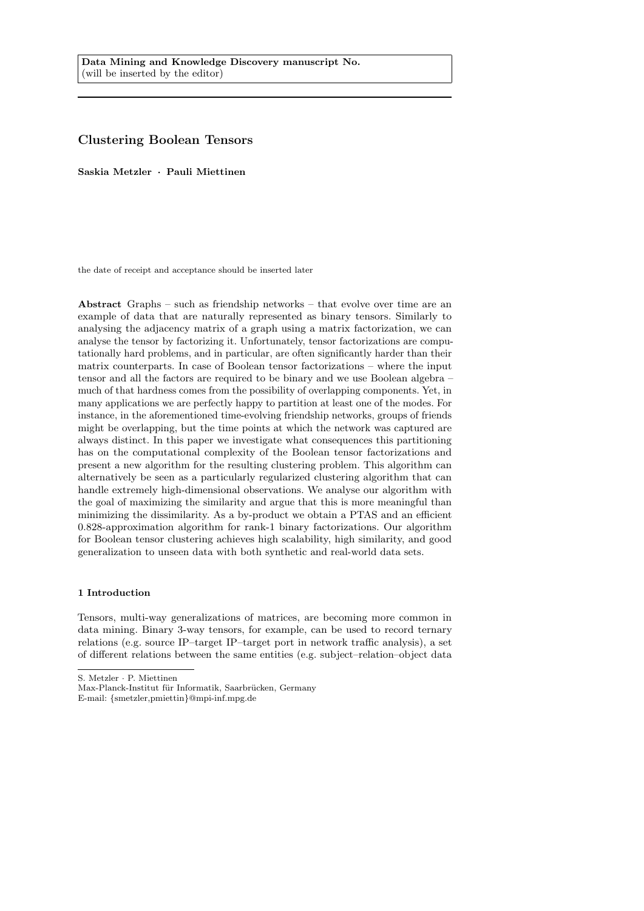Data Mining and Knowledge Discovery manuscript No.
(will be inserted by the editor)

# Clustering Boolean Tensors

**Saskia Metzler · Pauli Miettinen**

the date of receipt and acceptance should be inserted later

**Abstract** Graphs – such as friendship networks – that evolve over time are an example of data that are naturally represented as binary tensors. Similarly to analysing the adjacency matrix of a graph using a matrix factorization, we can analyse the tensor by factorizing it. Unfortunately, tensor factorizations are computationally hard problems, and in particular, are often significantly harder than their matrix counterparts. In case of Boolean tensor factorizations – where the input tensor and all the factors are required to be binary and we use Boolean algebra – much of that hardness comes from the possibility of overlapping components. Yet, in many applications we are perfectly happy to partition at least one of the modes. For instance, in the aforementioned time-evolving friendship networks, groups of friends might be overlapping, but the time points at which the network was captured are always distinct. In this paper we investigate what consequences this partitioning has on the computational complexity of the Boolean tensor factorizations and present a new algorithm for the resulting clustering problem. This algorithm can alternatively be seen as a particularly regularized clustering algorithm that can handle extremely high-dimensional observations. We analyse our algorithm with the goal of maximizing the similarity and argue that this is more meaningful than minimizing the dissimilarity. As a by-product we obtain a PTAS and an efficient 0.828-approximation algorithm for rank-1 binary factorizations. Our algorithm for Boolean tensor clustering achieves high scalability, high similarity, and good generalization to unseen data with both synthetic and real-world data sets.

## 1 Introduction

Tensors, multi-way generalizations of matrices, are becoming more common in data mining. Binary 3-way tensors, for example, can be used to record ternary relations (e.g. source IP–target IP–target port in network traffic analysis), a set of different relations between the same entities (e.g. subject–relation–object data

S. Metzler · P. Miettinen
Max-Planck-Institut für Informatik, Saarbrücken, Germany
E-mail: {smetzler,pmiettin}@mpi-inf.mpg.de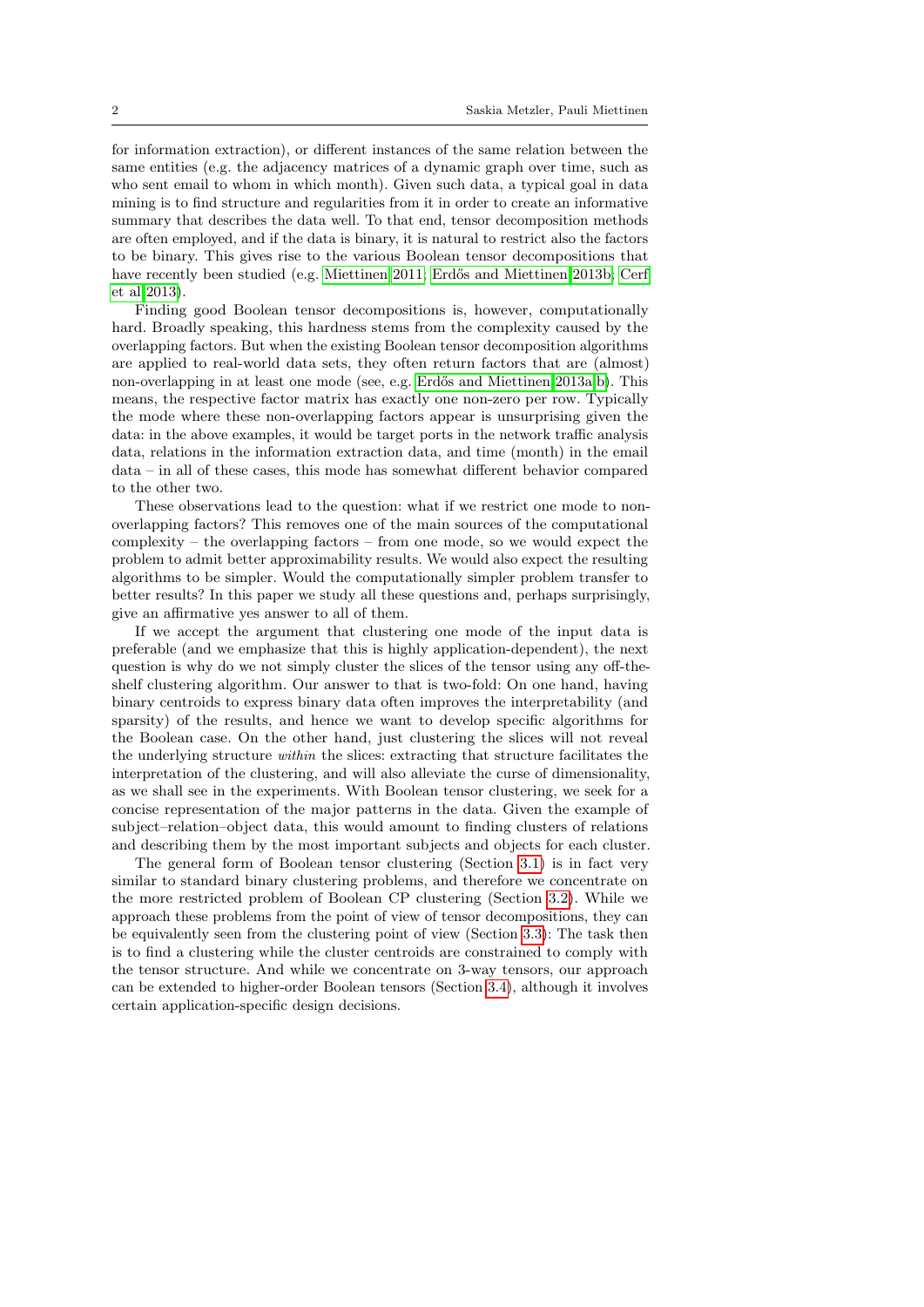for information extraction), or different instances of the same relation between the same entities (e.g. the adjacency matrices of a dynamic graph over time, such as who sent email to whom in which month). Given such data, a typical goal in data mining is to find structure and regularities from it in order to create an informative summary that describes the data well. To that end, tensor decomposition methods are often employed, and if the data is binary, it is natural to restrict also the factors to be binary. This gives rise to the various Boolean tensor decompositions that have recently been studied (e.g. Miettinen 2011; Erdős and Miettinen 2013b; Cerf et al 2013).

Finding good Boolean tensor decompositions is, however, computationally hard. Broadly speaking, this hardness stems from the complexity caused by the overlapping factors. But when the existing Boolean tensor decomposition algorithms are applied to real-world data sets, they often return factors that are (almost) non-overlapping in at least one mode (see, e.g. Erdős and Miettinen 2013a,b). This means, the respective factor matrix has exactly one non-zero per row. Typically the mode where these non-overlapping factors appear is unsurprising given the data: in the above examples, it would be target ports in the network traffic analysis data, relations in the information extraction data, and time (month) in the email data – in all of these cases, this mode has somewhat different behavior compared to the other two.

These observations lead to the question: what if we restrict one mode to non-overlapping factors? This removes one of the main sources of the computational complexity – the overlapping factors – from one mode, so we would expect the problem to admit better approximability results. We would also expect the resulting algorithms to be simpler. Would the computationally simpler problem transfer to better results? In this paper we study all these questions and, perhaps surprisingly, give an affirmative yes answer to all of them.

If we accept the argument that clustering one mode of the input data is preferable (and we emphasize that this is highly application-dependent), the next question is why do we not simply cluster the slices of the tensor using any off-the-shelf clustering algorithm. Our answer to that is two-fold: On one hand, having binary centroids to express binary data often improves the interpretability (and sparsity) of the results, and hence we want to develop specific algorithms for the Boolean case. On the other hand, just clustering the slices will not reveal the underlying structure *within* the slices: extracting that structure facilitates the interpretation of the clustering, and will also alleviate the curse of dimensionality, as we shall see in the experiments. With Boolean tensor clustering, we seek for a concise representation of the major patterns in the data. Given the example of subject–relation–object data, this would amount to finding clusters of relations and describing them by the most important subjects and objects for each cluster.

The general form of Boolean tensor clustering (Section 3.1) is in fact very similar to standard binary clustering problems, and therefore we concentrate on the more restricted problem of Boolean CP clustering (Section 3.2). While we approach these problems from the point of view of tensor decompositions, they can be equivalently seen from the clustering point of view (Section 3.3): The task then is to find a clustering while the cluster centroids are constrained to comply with the tensor structure. And while we concentrate on 3-way tensors, our approach can be extended to higher-order Boolean tensors (Section 3.4), although it involves certain application-specific design decisions.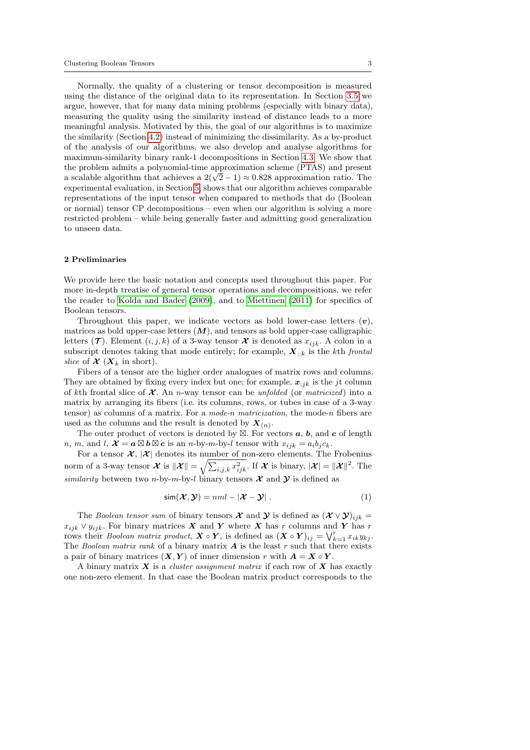Normally, the quality of a clustering or tensor decomposition is measured using the distance of the original data to its representation. In Section 3.5 we argue, however, that for many data mining problems (especially with binary data), measuring the quality using the similarity instead of distance leads to a more meaningful analysis. Motivated by this, the goal of our algorithms is to maximize the similarity (Section 4.2) instead of minimizing the dissimilarity. As a by-product of the analysis of our algorithms, we also develop and analyse algorithms for maximum-similarity binary rank-1 decompositions in Section 4.3. We show that the problem admits a polynomial-time approximation scheme (PTAS) and present a scalable algorithm that achieves a $2(\sqrt{2}-1) \approx 0.828$ approximation ratio. The experimental evaluation, in Section 5, shows that our algorithm achieves comparable representations of the input tensor when compared to methods that do (Boolean or normal) tensor CP decompositions – even when our algorithm is solving a more restricted problem – while being generally faster and admitting good generalization to unseen data.

## 2 Preliminaries

We provide here the basic notation and concepts used throughout this paper. For more in-depth treatise of general tensor operations and decompositions, we refer the reader to Kolda and Bader (2009), and to Miettinen (2011) for specifics of Boolean tensors.

Throughout this paper, we indicate vectors as bold lower-case letters ($\boldsymbol{v}$), matrices as bold upper-case letters ($\boldsymbol{M}$), and tensors as bold upper-case calligraphic letters ($\boldsymbol{\mathcal{T}}$). Element $(i,j,k)$ of a 3-way tensor $\boldsymbol{\mathcal{X}}$ is denoted as $x_{ijk}$. A colon in a subscript denotes taking that mode entirely; for example, $\boldsymbol{X}_{::k}$ is the $k$th *frontal slice* of $\boldsymbol{\mathcal{X}}$ ($\boldsymbol{X}_k$ in short).

Fibers of a tensor are the higher order analogues of matrix rows and columns. They are obtained by fixing every index but one; for example, $\boldsymbol{x}_{:jk}$ is the $j$t column of $k$th frontal slice of $\boldsymbol{\mathcal{X}}$. An $n$-way tensor can be *unfolded* (or *matricized*) into a matrix by arranging its fibers (i.e. its columns, rows, or tubes in case of a 3-way tensor) as columns of a matrix. For a *mode-$n$ matricization*, the mode-$n$ fibers are used as the columns and the result is denoted by $\boldsymbol{X}_{(n)}$.

The outer product of vectors is denoted by $\boxtimes$. For vectors $\boldsymbol{a}$, $\boldsymbol{b}$, and $\boldsymbol{c}$ of length $n$, $m$, and $l$, $\boldsymbol{\mathcal{X}} = \boldsymbol{a} \boxtimes \boldsymbol{b} \boxtimes \boldsymbol{c}$ is an $n$-by-$m$-by-$l$ tensor with $x_{ijk} = a_i b_j c_k$.

For a tensor $\boldsymbol{\mathcal{X}}$, $|\boldsymbol{\mathcal{X}}|$ denotes its number of non-zero elements. The Frobenius norm of a 3-way tensor $\boldsymbol{\mathcal{X}}$ is $\|\boldsymbol{\mathcal{X}}\| = \sqrt{\sum_{i,j,k} x_{ijk}^2}$. If $\boldsymbol{\mathcal{X}}$ is binary, $|\boldsymbol{\mathcal{X}}| = \|\boldsymbol{\mathcal{X}}\|^2$. The *similarity* between two $n$-by-$m$-by-$l$ binary tensors $\boldsymbol{\mathcal{X}}$ and $\boldsymbol{\mathcal{Y}}$ is defined as

$$\mathsf{sim}(\boldsymbol{\mathcal{X}}, \boldsymbol{\mathcal{Y}}) = nml - |\boldsymbol{\mathcal{X}} - \boldsymbol{\mathcal{Y}}| \ . \tag{1}$$

The *Boolean tensor sum* of binary tensors $\boldsymbol{\mathcal{X}}$ and $\boldsymbol{\mathcal{Y}}$ is defined as $(\boldsymbol{\mathcal{X}} \vee \boldsymbol{\mathcal{Y}})_{ijk} = x_{ijk} \vee y_{ijk}$. For binary matrices $\boldsymbol{X}$ and $\boldsymbol{Y}$ where $\boldsymbol{X}$ has $r$ columns and $\boldsymbol{Y}$ has $r$ rows their *Boolean matrix product*, $\boldsymbol{X} \circ \boldsymbol{Y}$, is defined as $(\boldsymbol{X} \circ \boldsymbol{Y})_{ij} = \bigvee_{k=1}^{r} x_{ik} y_{kj}$. The *Boolean matrix rank* of a binary matrix $\boldsymbol{A}$ is the least $r$ such that there exists a pair of binary matrices $(\boldsymbol{X}, \boldsymbol{Y})$ of inner dimension $r$ with $\boldsymbol{A} = \boldsymbol{X} \circ \boldsymbol{Y}$.

A binary matrix $\boldsymbol{X}$ is a *cluster assignment matrix* if each row of $\boldsymbol{X}$ has exactly one non-zero element. In that case the Boolean matrix product corresponds to the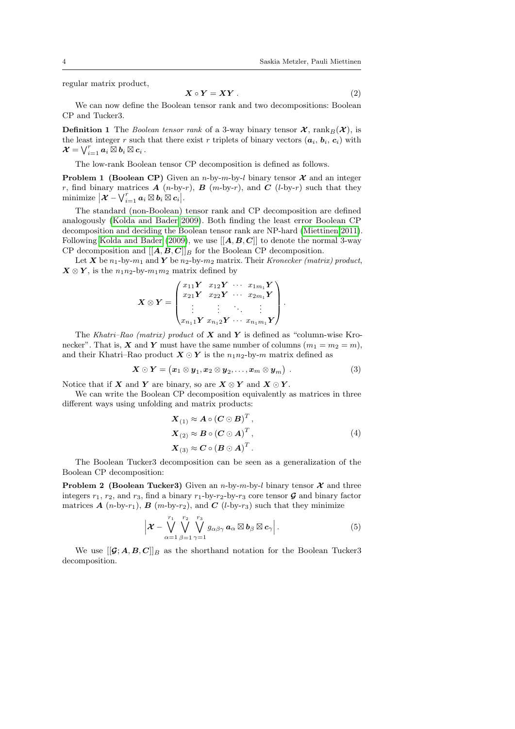regular matrix product,

$$\boldsymbol{X} \circ \boldsymbol{Y} = \boldsymbol{X}\boldsymbol{Y} \ . \tag{2}$$

We can now define the Boolean tensor rank and two decompositions: Boolean CP and Tucker3.

**Definition 1** The *Boolean tensor rank* of a 3-way binary tensor $\boldsymbol{\mathcal{X}}$, $\mathrm{rank}_B(\boldsymbol{\mathcal{X}})$, is the least integer $r$ such that there exist $r$ triplets of binary vectors $(\boldsymbol{a}_i, \boldsymbol{b}_i, \boldsymbol{c}_i)$ with $\boldsymbol{\mathcal{X}} = \bigvee_{i=1}^{r} \boldsymbol{a}_i \boxtimes \boldsymbol{b}_i \boxtimes \boldsymbol{c}_i$ .

The low-rank Boolean tensor CP decomposition is defined as follows.

**Problem 1 (Boolean CP)** Given an $n$-by-$m$-by-$l$ binary tensor $\boldsymbol{\mathcal{X}}$ and an integer $r$, find binary matrices $\boldsymbol{A}$ ($n$-by-$r$), $\boldsymbol{B}$ ($m$-by-$r$), and $\boldsymbol{C}$ ($l$-by-$r$) such that they minimize $\left|\boldsymbol{\mathcal{X}} - \bigvee_{i=1}^{r} \boldsymbol{a}_i \boxtimes \boldsymbol{b}_i \boxtimes \boldsymbol{c}_i\right|$.

The standard (non-Boolean) tensor rank and CP decomposition are defined analogously (Kolda and Bader 2009). Both finding the least error Boolean CP decomposition and deciding the Boolean tensor rank are NP-hard (Miettinen 2011). Following Kolda and Bader (2009), we use $[[\boldsymbol{A}, \boldsymbol{B}, \boldsymbol{C}]]$ to denote the normal 3-way CP decomposition and $[[\boldsymbol{A}, \boldsymbol{B}, \boldsymbol{C}]]_B$ for the Boolean CP decomposition.

Let $\boldsymbol{X}$ be $n_1$-by-$m_1$ and $\boldsymbol{Y}$ be $n_2$-by-$m_2$ matrix. Their *Kronecker (matrix) product*, $\boldsymbol{X} \otimes \boldsymbol{Y}$, is the $n_1 n_2$-by-$m_1 m_2$ matrix defined by

$$\boldsymbol{X} \otimes \boldsymbol{Y} = \begin{pmatrix} x_{11}\boldsymbol{Y} & x_{12}\boldsymbol{Y} & \cdots & x_{1m_1}\boldsymbol{Y} \\ x_{21}\boldsymbol{Y} & x_{22}\boldsymbol{Y} & \cdots & x_{2m_1}\boldsymbol{Y} \\ \vdots & \vdots & \ddots & \vdots \\ x_{n_1 1}\boldsymbol{Y} & x_{n_1 2}\boldsymbol{Y} & \cdots & x_{n_1 m_1}\boldsymbol{Y} \end{pmatrix} .$$

The *Khatri–Rao (matrix) product* of $\boldsymbol{X}$ and $\boldsymbol{Y}$ is defined as "column-wise Kronecker". That is, $\boldsymbol{X}$ and $\boldsymbol{Y}$ must have the same number of columns ($m_1 = m_2 = m$), and their Khatri–Rao product $\boldsymbol{X} \odot \boldsymbol{Y}$ is the $n_1 n_2$-by-$m$ matrix defined as

$$\boldsymbol{X} \odot \boldsymbol{Y} = \left(\boldsymbol{x}_1 \otimes \boldsymbol{y}_1, \boldsymbol{x}_2 \otimes \boldsymbol{y}_2, \ldots, \boldsymbol{x}_m \otimes \boldsymbol{y}_m\right) \ . \tag{3}$$

Notice that if $\boldsymbol{X}$ and $\boldsymbol{Y}$ are binary, so are $\boldsymbol{X} \otimes \boldsymbol{Y}$ and $\boldsymbol{X} \odot \boldsymbol{Y}$.

We can write the Boolean CP decomposition equivalently as matrices in three different ways using unfolding and matrix products:

$$\begin{aligned} \boldsymbol{X}_{(1)} &\approx \boldsymbol{A} \circ (\boldsymbol{C} \odot \boldsymbol{B})^T , \\ \boldsymbol{X}_{(2)} &\approx \boldsymbol{B} \circ (\boldsymbol{C} \odot \boldsymbol{A})^T , \\ \boldsymbol{X}_{(3)} &\approx \boldsymbol{C} \circ (\boldsymbol{B} \odot \boldsymbol{A})^T . \end{aligned} \tag{4}$$

The Boolean Tucker3 decomposition can be seen as a generalization of the Boolean CP decomposition:

**Problem 2 (Boolean Tucker3)** Given an $n$-by-$m$-by-$l$ binary tensor $\boldsymbol{\mathcal{X}}$ and three integers $r_1$, $r_2$, and $r_3$, find a binary $r_1$-by-$r_2$-by-$r_3$ core tensor $\boldsymbol{\mathcal{G}}$ and binary factor matrices $\boldsymbol{A}$ ($n$-by-$r_1$), $\boldsymbol{B}$ ($m$-by-$r_2$), and $\boldsymbol{C}$ ($l$-by-$r_3$) such that they minimize

$$\left|\boldsymbol{\mathcal{X}} - \bigvee_{\alpha=1}^{r_1} \bigvee_{\beta=1}^{r_2} \bigvee_{\gamma=1}^{r_3} g_{\alpha\beta\gamma}\, \boldsymbol{a}_\alpha \boxtimes \boldsymbol{b}_\beta \boxtimes \boldsymbol{c}_\gamma\right| . \tag{5}$$

We use $[[\boldsymbol{\mathcal{G}}; \boldsymbol{A}, \boldsymbol{B}, \boldsymbol{C}]]_B$ as the shorthand notation for the Boolean Tucker3 decomposition.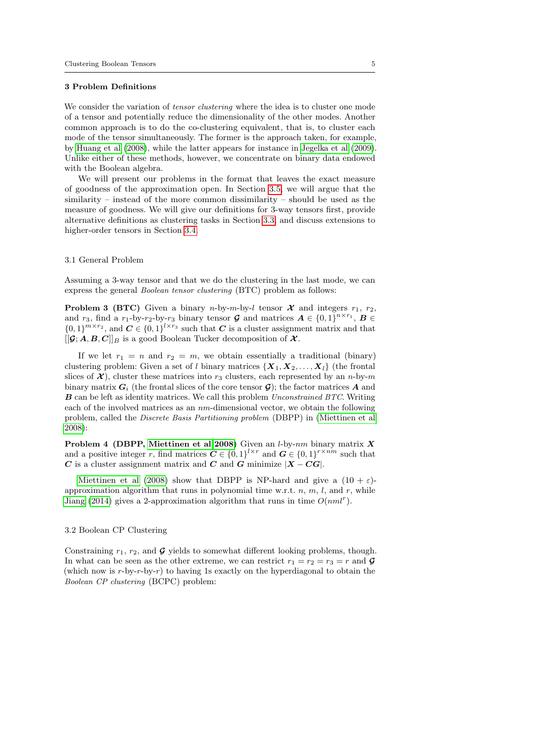## 3 Problem Definitions

We consider the variation of *tensor clustering* where the idea is to cluster one mode of a tensor and potentially reduce the dimensionality of the other modes. Another common approach is to do the co-clustering equivalent, that is, to cluster each mode of the tensor simultaneously. The former is the approach taken, for example, by Huang et al (2008), while the latter appears for instance in Jegelka et al (2009). Unlike either of these methods, however, we concentrate on binary data endowed with the Boolean algebra.

We will present our problems in the format that leaves the exact measure of goodness of the approximation open. In Section 3.5, we will argue that the similarity – instead of the more common dissimilarity – should be used as the measure of goodness. We will give our definitions for 3-way tensors first, provide alternative definitions as clustering tasks in Section 3.3, and discuss extensions to higher-order tensors in Section 3.4.

### 3.1 General Problem

Assuming a 3-way tensor and that we do the clustering in the last mode, we can express the general *Boolean tensor clustering* (BTC) problem as follows:

**Problem 3 (BTC)** Given a binary $n$-by-$m$-by-$l$ tensor $\boldsymbol{\mathcal{X}}$ and integers $r_1$, $r_2$, and $r_3$, find a $r_1$-by-$r_2$-by-$r_3$ binary tensor $\boldsymbol{\mathcal{G}}$ and matrices $\boldsymbol{A} \in \{0,1\}^{n\times r_1}$, $\boldsymbol{B} \in \{0,1\}^{m\times r_2}$, and $\boldsymbol{C} \in \{0,1\}^{l\times r_3}$ such that $\boldsymbol{C}$ is a cluster assignment matrix and that $[[\boldsymbol{\mathcal{G}}; \boldsymbol{A}, \boldsymbol{B}, \boldsymbol{C}]]_B$ is a good Boolean Tucker decomposition of $\boldsymbol{\mathcal{X}}$.

If we let $r_1 = n$ and $r_2 = m$, we obtain essentially a traditional (binary) clustering problem: Given a set of $l$ binary matrices $\{\boldsymbol{X}_1, \boldsymbol{X}_2, \ldots, \boldsymbol{X}_l\}$ (the frontal slices of $\boldsymbol{\mathcal{X}}$), cluster these matrices into $r_3$ clusters, each represented by an $n$-by-$m$ binary matrix $\boldsymbol{G}_i$ (the frontal slices of the core tensor $\boldsymbol{\mathcal{G}}$); the factor matrices $\boldsymbol{A}$ and $\boldsymbol{B}$ can be left as identity matrices. We call this problem *Unconstrained BTC*. Writing each of the involved matrices as an $nm$-dimensional vector, we obtain the following problem, called the *Discrete Basis Partitioning problem* (DBPP) in (Miettinen et al 2008):

**Problem 4 (DBPP, Miettinen et al 2008)** Given an $l$-by-$nm$ binary matrix $\boldsymbol{X}$ and a positive integer $r$, find matrices $\boldsymbol{C} \in \{0,1\}^{l\times r}$ and $\boldsymbol{G} \in \{0,1\}^{r\times nm}$ such that $\boldsymbol{C}$ is a cluster assignment matrix and $\boldsymbol{C}$ and $\boldsymbol{G}$ minimize $|\boldsymbol{X} - \boldsymbol{C}\boldsymbol{G}|$.

Miettinen et al (2008) show that DBPP is NP-hard and give a $(10 + \varepsilon)$-approximation algorithm that runs in polynomial time w.r.t. $n$, $m$, $l$, and $r$, while Jiang (2014) gives a 2-approximation algorithm that runs in time $O(nml^r)$.

### 3.2 Boolean CP Clustering

Constraining $r_1$, $r_2$, and $\boldsymbol{\mathcal{G}}$ yields to somewhat different looking problems, though. In what can be seen as the other extreme, we can restrict $r_1 = r_2 = r_3 = r$ and $\boldsymbol{\mathcal{G}}$ (which now is $r$-by-$r$-by-$r$) to having 1s exactly on the hyperdiagonal to obtain the *Boolean CP clustering* (BCPC) problem: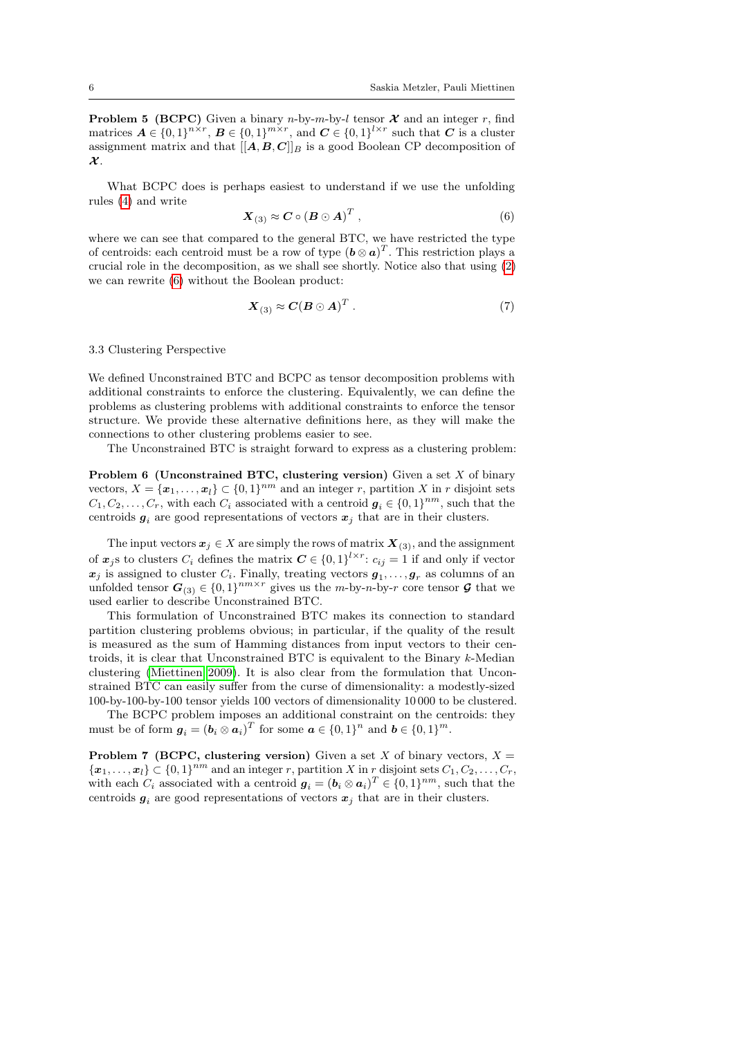**Problem 5 (BCPC)** Given a binary $n$-by-$m$-by-$l$ tensor $\boldsymbol{\mathcal{X}}$ and an integer $r$, find matrices $\boldsymbol{A} \in \{0,1\}^{n \times r}$, $\boldsymbol{B} \in \{0,1\}^{m \times r}$, and $\boldsymbol{C} \in \{0,1\}^{l \times r}$ such that $\boldsymbol{C}$ is a cluster assignment matrix and that $[[\boldsymbol{A}, \boldsymbol{B}, \boldsymbol{C}]]_B$ is a good Boolean CP decomposition of $\boldsymbol{\mathcal{X}}$.

What BCPC does is perhaps easiest to understand if we use the unfolding rules (4) and write

$$\boldsymbol{X}_{(3)} \approx \boldsymbol{C} \circ (\boldsymbol{B} \odot \boldsymbol{A})^T , \tag{6}$$

where we can see that compared to the general BTC, we have restricted the type of centroids: each centroid must be a row of type $(\boldsymbol{b} \otimes \boldsymbol{a})^T$. This restriction plays a crucial role in the decomposition, as we shall see shortly. Notice also that using (2) we can rewrite (6) without the Boolean product:

$$\boldsymbol{X}_{(3)} \approx \boldsymbol{C}(\boldsymbol{B} \odot \boldsymbol{A})^T . \tag{7}$$

### 3.3 Clustering Perspective

We defined Unconstrained BTC and BCPC as tensor decomposition problems with additional constraints to enforce the clustering. Equivalently, we can define the problems as clustering problems with additional constraints to enforce the tensor structure. We provide these alternative definitions here, as they will make the connections to other clustering problems easier to see.

The Unconstrained BTC is straight forward to express as a clustering problem:

**Problem 6 (Unconstrained BTC, clustering version)** Given a set $X$ of binary vectors, $X = \{\boldsymbol{x}_1, \ldots, \boldsymbol{x}_l\} \subset \{0,1\}^{nm}$ and an integer $r$, partition $X$ in $r$ disjoint sets $C_1, C_2, \ldots, C_r$, with each $C_i$ associated with a centroid $\boldsymbol{g}_i \in \{0,1\}^{nm}$, such that the centroids $\boldsymbol{g}_i$ are good representations of vectors $\boldsymbol{x}_j$ that are in their clusters.

The input vectors $\boldsymbol{x}_j \in X$ are simply the rows of matrix $\boldsymbol{X}_{(3)}$, and the assignment of $\boldsymbol{x}_j$s to clusters $C_i$ defines the matrix $\boldsymbol{C} \in \{0,1\}^{l \times r}$: $c_{ij} = 1$ if and only if vector $\boldsymbol{x}_j$ is assigned to cluster $C_i$. Finally, treating vectors $\boldsymbol{g}_1, \ldots, \boldsymbol{g}_r$ as columns of an unfolded tensor $\boldsymbol{G}_{(3)} \in \{0,1\}^{nm \times r}$ gives us the $m$-by-$n$-by-$r$ core tensor $\boldsymbol{\mathcal{G}}$ that we used earlier to describe Unconstrained BTC.

This formulation of Unconstrained BTC makes its connection to standard partition clustering problems obvious; in particular, if the quality of the result is measured as the sum of Hamming distances from input vectors to their centroids, it is clear that Unconstrained BTC is equivalent to the Binary $k$-Median clustering (Miettinen 2009). It is also clear from the formulation that Unconstrained BTC can easily suffer from the curse of dimensionality: a modestly-sized 100-by-100-by-100 tensor yields 100 vectors of dimensionality 10 000 to be clustered.

The BCPC problem imposes an additional constraint on the centroids: they must be of form $\boldsymbol{g}_i = (\boldsymbol{b}_i \otimes \boldsymbol{a}_i)^T$ for some $\boldsymbol{a} \in \{0,1\}^n$ and $\boldsymbol{b} \in \{0,1\}^m$.

**Problem 7 (BCPC, clustering version)** Given a set $X$ of binary vectors, $X = \{\boldsymbol{x}_1, \ldots, \boldsymbol{x}_l\} \subset \{0,1\}^{nm}$ and an integer $r$, partition $X$ in $r$ disjoint sets $C_1, C_2, \ldots, C_r$, with each $C_i$ associated with a centroid $\boldsymbol{g}_i = (\boldsymbol{b}_i \otimes \boldsymbol{a}_i)^T \in \{0,1\}^{nm}$, such that the centroids $\boldsymbol{g}_i$ are good representations of vectors $\boldsymbol{x}_j$ that are in their clusters.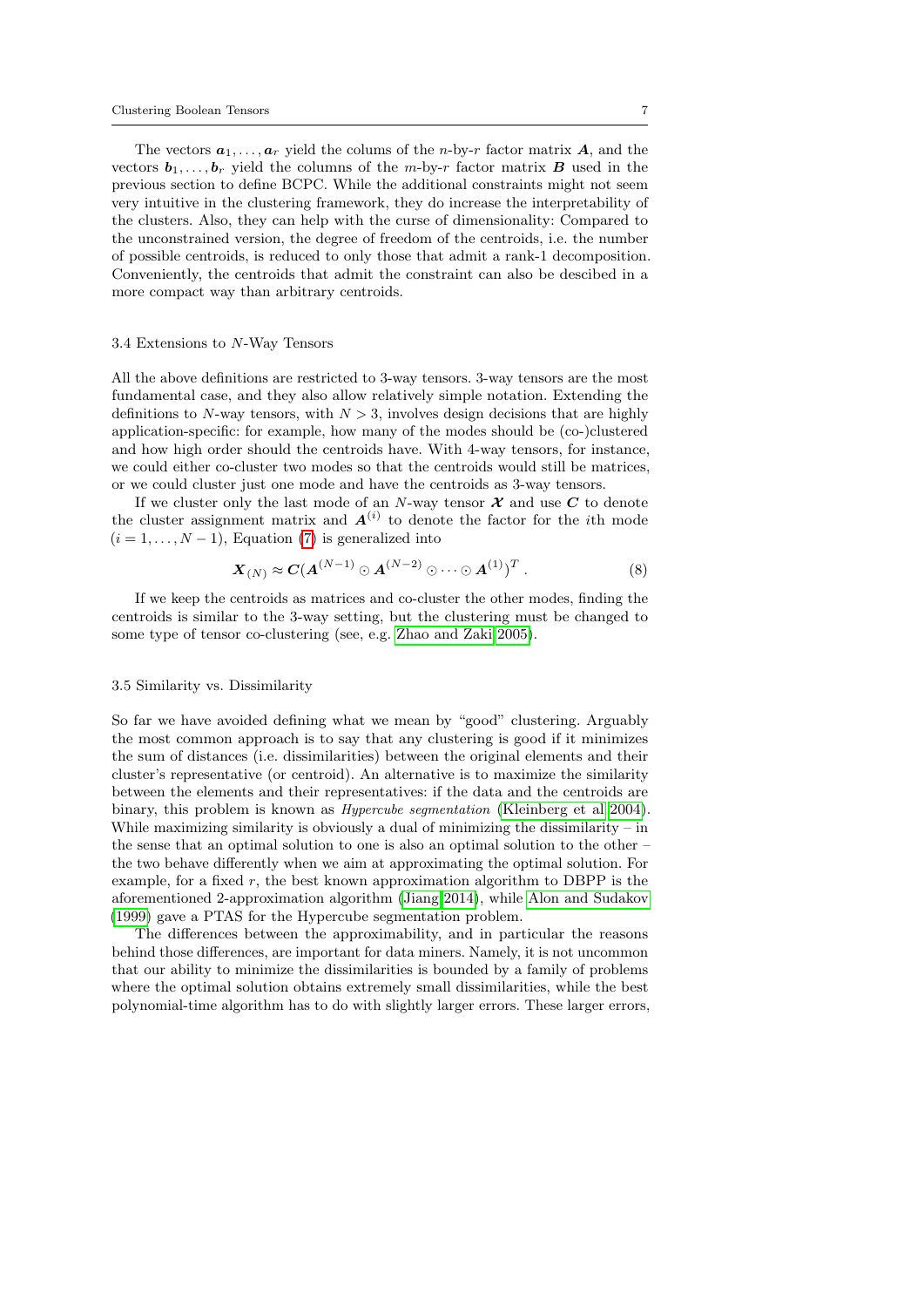The vectors $\boldsymbol{a}_1, \ldots, \boldsymbol{a}_r$ yield the colums of the $n$-by-$r$ factor matrix $\boldsymbol{A}$, and the vectors $\boldsymbol{b}_1, \ldots, \boldsymbol{b}_r$ yield the columns of the $m$-by-$r$ factor matrix $\boldsymbol{B}$ used in the previous section to define BCPC. While the additional constraints might not seem very intuitive in the clustering framework, they do increase the interpretability of the clusters. Also, they can help with the curse of dimensionality: Compared to the unconstrained version, the degree of freedom of the centroids, i.e. the number of possible centroids, is reduced to only those that admit a rank-1 decomposition. Conveniently, the centroids that admit the constraint can also be descibed in a more compact way than arbitrary centroids.

### 3.4 Extensions to $N$-Way Tensors

All the above definitions are restricted to 3-way tensors. 3-way tensors are the most fundamental case, and they also allow relatively simple notation. Extending the definitions to $N$-way tensors, with $N > 3$, involves design decisions that are highly application-specific: for example, how many of the modes should be (co-)clustered and how high order should the centroids have. With 4-way tensors, for instance, we could either co-cluster two modes so that the centroids would still be matrices, or we could cluster just one mode and have the centroids as 3-way tensors.

If we cluster only the last mode of an $N$-way tensor $\boldsymbol{\mathcal{X}}$ and use $\boldsymbol{C}$ to denote the cluster assignment matrix and $\boldsymbol{A}^{(i)}$ to denote the factor for the $i$th mode $(i = 1, \ldots, N-1)$, Equation (7) is generalized into

$$\boldsymbol{X}_{(N)} \approx \boldsymbol{C}(\boldsymbol{A}^{(N-1)} \odot \boldsymbol{A}^{(N-2)} \odot \cdots \odot \boldsymbol{A}^{(1)})^T . \tag{8}$$

If we keep the centroids as matrices and co-cluster the other modes, finding the centroids is similar to the 3-way setting, but the clustering must be changed to some type of tensor co-clustering (see, e.g. Zhao and Zaki 2005).

### 3.5 Similarity vs. Dissimilarity

So far we have avoided defining what we mean by "good" clustering. Arguably the most common approach is to say that any clustering is good if it minimizes the sum of distances (i.e. dissimilarities) between the original elements and their cluster's representative (or centroid). An alternative is to maximize the similarity between the elements and their representatives: if the data and the centroids are binary, this problem is known as *Hypercube segmentation* (Kleinberg et al 2004). While maximizing similarity is obviously a dual of minimizing the dissimilarity – in the sense that an optimal solution to one is also an optimal solution to the other – the two behave differently when we aim at approximating the optimal solution. For example, for a fixed $r$, the best known approximation algorithm to DBPP is the aforementioned 2-approximation algorithm (Jiang 2014), while Alon and Sudakov (1999) gave a PTAS for the Hypercube segmentation problem.

The differences between the approximability, and in particular the reasons behind those differences, are important for data miners. Namely, it is not uncommon that our ability to minimize the dissimilarities is bounded by a family of problems where the optimal solution obtains extremely small dissimilarities, while the best polynomial-time algorithm has to do with slightly larger errors. These larger errors,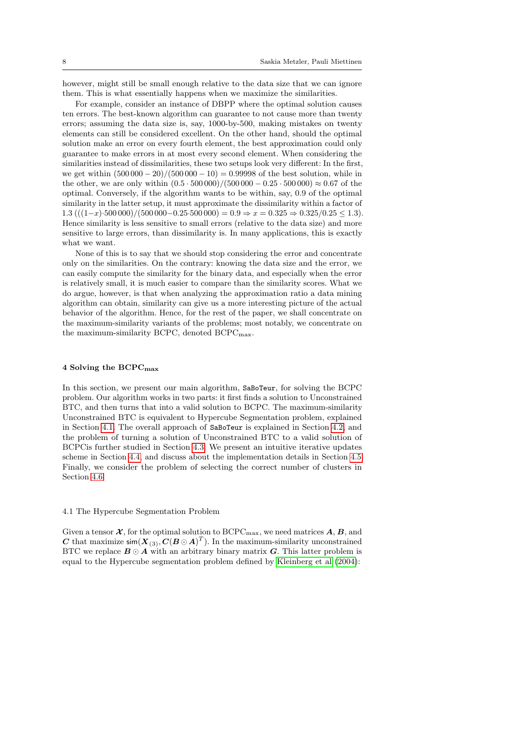however, might still be small enough relative to the data size that we can ignore them. This is what essentially happens when we maximize the similarities.

For example, consider an instance of DBPP where the optimal solution causes ten errors. The best-known algorithm can guarantee to not cause more than twenty errors; assuming the data size is, say, 1000-by-500, making mistakes on twenty elements can still be considered excellent. On the other hand, should the optimal solution make an error on every fourth element, the best approximation could only guarantee to make errors in at most every second element. When considering the similarities instead of dissimilarities, these two setups look very different: In the first, we get within $(500\,000 - 20)/(500\,000 - 10) = 0.99998$ of the best solution, while in the other, we are only within $(0.5 \cdot 500\,000)/(500\,000 - 0.25 \cdot 500\,000) \approx 0.67$ of the optimal. Conversely, if the algorithm wants to be within, say, 0.9 of the optimal similarity in the latter setup, it must approximate the dissimilarity within a factor of 1.3 ($((1-x) \cdot 500\,000)/(500\,000 - 0.25 \cdot 500\,000) = 0.9 \Rightarrow x = 0.325 \Rightarrow 0.325/0.25 \leq 1.3$). Hence similarity is less sensitive to small errors (relative to the data size) and more sensitive to large errors, than dissimilarity is. In many applications, this is exactly what we want.

None of this is to say that we should stop considering the error and concentrate only on the similarities. On the contrary: knowing the data size and the error, we can easily compute the similarity for the binary data, and especially when the error is relatively small, it is much easier to compare than the similarity scores. What we do argue, however, is that when analyzing the approximation ratio a data mining algorithm can obtain, similarity can give us a more interesting picture of the actual behavior of the algorithm. Hence, for the rest of the paper, we shall concentrate on the maximum-similarity variants of the problems; most notably, we concentrate on the maximum-similarity BCPC, denoted $\text{BCPC}_{\max}$.

## 4 Solving the $\text{BCPC}_{\max}$

In this section, we present our main algorithm, `SaBoTeur`, for solving the BCPC problem. Our algorithm works in two parts: it first finds a solution to Unconstrained BTC, and then turns that into a valid solution to BCPC. The maximum-similarity Unconstrained BTC is equivalent to Hypercube Segmentation problem, explained in Section 4.1. The overall approach of `SaBoTeur` is explained in Section 4.2, and the problem of turning a solution of Unconstrained BTC to a valid solution of BCPCis further studied in Section 4.3. We present an intuitive iterative updates scheme in Section 4.4, and discuss about the implementation details in Section 4.5. Finally, we consider the problem of selecting the correct number of clusters in Section 4.6.

### 4.1 The Hypercube Segmentation Problem

Given a tensor $\boldsymbol{\mathcal{X}}$, for the optimal solution to $\text{BCPC}_{\max}$, we need matrices $\boldsymbol{A}$, $\boldsymbol{B}$, and $\boldsymbol{C}$ that maximize $\mathsf{sim}(\boldsymbol{X}_{(3)}, \boldsymbol{C}(\boldsymbol{B} \odot \boldsymbol{A})^T)$. In the maximum-similarity unconstrained BTC we replace $\boldsymbol{B} \odot \boldsymbol{A}$ with an arbitrary binary matrix $\boldsymbol{G}$. This latter problem is equal to the Hypercube segmentation problem defined by Kleinberg et al (2004):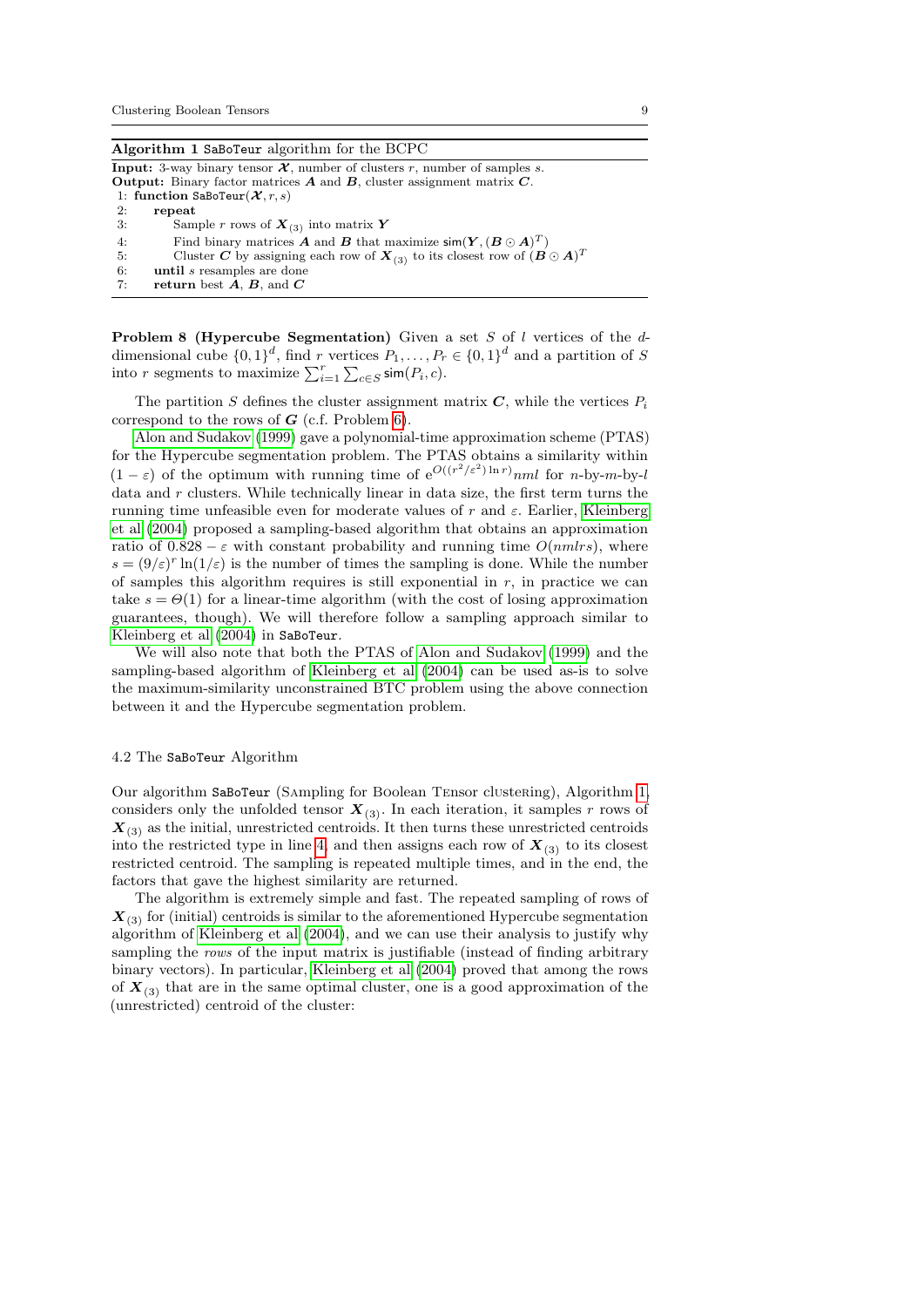**Algorithm 1** `SaBoTeur` algorithm for the BCPC

**Input:** 3-way binary tensor $\boldsymbol{\mathcal{X}}$, number of clusters $r$, number of samples $s$.
**Output:** Binary factor matrices $\boldsymbol{A}$ and $\boldsymbol{B}$, cluster assignment matrix $\boldsymbol{C}$.

1: **function** `SaBoTeur`($\boldsymbol{\mathcal{X}}, r, s$)
2: &nbsp;&nbsp;&nbsp;&nbsp;**repeat**
3: &nbsp;&nbsp;&nbsp;&nbsp;&nbsp;&nbsp;&nbsp;&nbsp;Sample $r$ rows of $\boldsymbol{X}_{(3)}$ into matrix $\boldsymbol{Y}$
4: &nbsp;&nbsp;&nbsp;&nbsp;&nbsp;&nbsp;&nbsp;&nbsp;Find binary matrices $\boldsymbol{A}$ and $\boldsymbol{B}$ that maximize $\mathsf{sim}(\boldsymbol{Y}, (\boldsymbol{B} \odot \boldsymbol{A})^T)$
5: &nbsp;&nbsp;&nbsp;&nbsp;&nbsp;&nbsp;&nbsp;&nbsp;Cluster $\boldsymbol{C}$ by assigning each row of $\boldsymbol{X}_{(3)}$ to its closest row of $(\boldsymbol{B} \odot \boldsymbol{A})^T$
6: &nbsp;&nbsp;&nbsp;&nbsp;**until** $s$ resamples are done
7: &nbsp;&nbsp;&nbsp;&nbsp;**return** best $\boldsymbol{A}$, $\boldsymbol{B}$, and $\boldsymbol{C}$

**Problem 8 (Hypercube Segmentation)** Given a set $S$ of $l$ vertices of the $d$-dimensional cube $\{0,1\}^d$, find $r$ vertices $P_1, \ldots, P_r \in \{0,1\}^d$ and a partition of $S$ into $r$ segments to maximize $\sum_{i=1}^{r} \sum_{c \in S} \mathsf{sim}(P_i, c)$.

The partition $S$ defines the cluster assignment matrix $\boldsymbol{C}$, while the vertices $P_i$ correspond to the rows of $\boldsymbol{G}$ (c.f. Problem 6).

Alon and Sudakov (1999) gave a polynomial-time approximation scheme (PTAS) for the Hypercube segmentation problem. The PTAS obtains a similarity within $(1-\varepsilon)$ of the optimum with running time of $\mathrm{e}^{O((r^2/\varepsilon^2)\ln r)} nml$ for $n$-by-$m$-by-$l$ data and $r$ clusters. While technically linear in data size, the first term turns the running time unfeasible even for moderate values of $r$ and $\varepsilon$. Earlier, Kleinberg et al (2004) proposed a sampling-based algorithm that obtains an approximation ratio of $0.828 - \varepsilon$ with constant probability and running time $O(nmlrs)$, where $s = (9/\varepsilon)^r \ln(1/\varepsilon)$ is the number of times the sampling is done. While the number of samples this algorithm requires is still exponential in $r$, in practice we can take $s = \Theta(1)$ for a linear-time algorithm (with the cost of losing approximation guarantees, though). We will therefore follow a sampling approach similar to Kleinberg et al (2004) in `SaBoTeur`.

We will also note that both the PTAS of Alon and Sudakov (1999) and the sampling-based algorithm of Kleinberg et al (2004) can be used as-is to solve the maximum-similarity unconstrained BTC problem using the above connection between it and the Hypercube segmentation problem.

### 4.2 The `SaBoTeur` Algorithm

Our algorithm `SaBoTeur` (SAmpling for BOolean TEnsor clUsteRing), Algorithm 1, considers only the unfolded tensor $\boldsymbol{X}_{(3)}$. In each iteration, it samples $r$ rows of $\boldsymbol{X}_{(3)}$ as the initial, unrestricted centroids. It then turns these unrestricted centroids into the restricted type in line 4, and then assigns each row of $\boldsymbol{X}_{(3)}$ to its closest restricted centroid. The sampling is repeated multiple times, and in the end, the factors that gave the highest similarity are returned.

The algorithm is extremely simple and fast. The repeated sampling of rows of $\boldsymbol{X}_{(3)}$ for (initial) centroids is similar to the aforementioned Hypercube segmentation algorithm of Kleinberg et al (2004), and we can use their analysis to justify why sampling the *rows* of the input matrix is justifiable (instead of finding arbitrary binary vectors). In particular, Kleinberg et al (2004) proved that among the rows of $\boldsymbol{X}_{(3)}$ that are in the same optimal cluster, one is a good approximation of the (unrestricted) centroid of the cluster: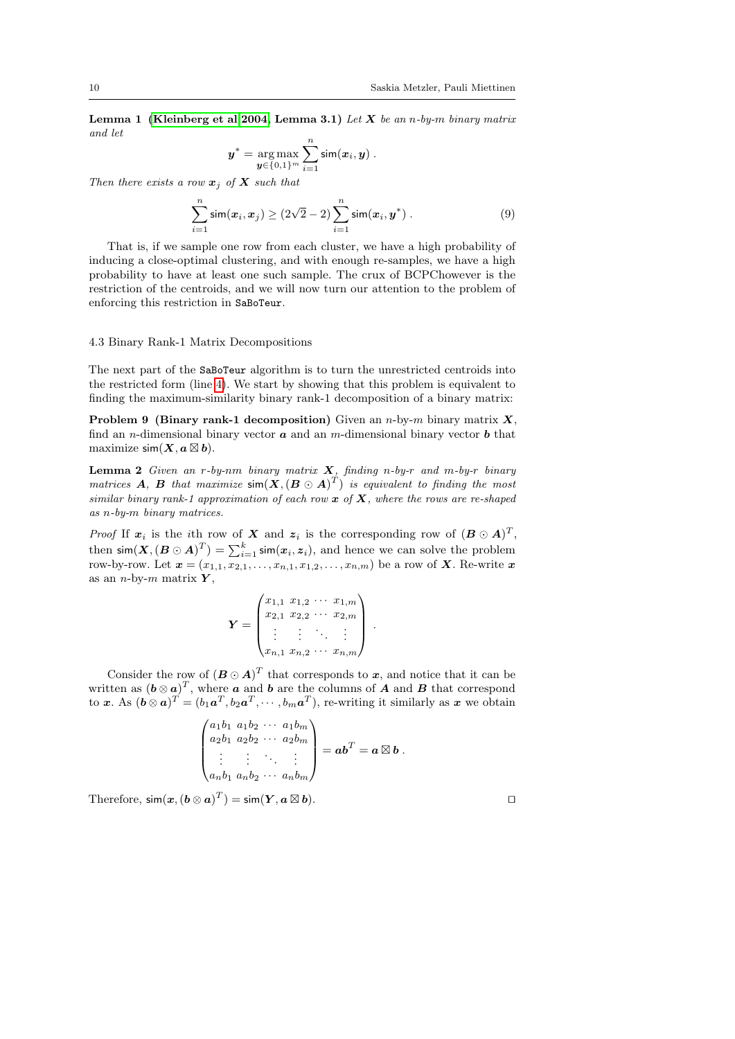**Lemma 1** **(Kleinberg et al 2004, Lemma 3.1)** *Let $\boldsymbol{X}$ be an $n$-by-$m$ binary matrix and let*

$$\boldsymbol{y}^* = \underset{\boldsymbol{y} \in \{0,1\}^m}{\arg\max} \sum_{i=1}^{n} \mathsf{sim}(\boldsymbol{x}_i, \boldsymbol{y}) \, .$$

*Then there exists a row $\boldsymbol{x}_j$ of $\boldsymbol{X}$ such that*

$$\sum_{i=1}^{n} \mathsf{sim}(\boldsymbol{x}_i, \boldsymbol{x}_j) \geq (2\sqrt{2} - 2) \sum_{i=1}^{n} \mathsf{sim}(\boldsymbol{x}_i, \boldsymbol{y}^*) \, . \tag{9}$$

That is, if we sample one row from each cluster, we have a high probability of inducing a close-optimal clustering, and with enough re-samples, we have a high probability to have at least one such sample. The crux of BCPChowever is the restriction of the centroids, and we will now turn our attention to the problem of enforcing this restriction in `SaBoTeur`.

### 4.3 Binary Rank-1 Matrix Decompositions

The next part of the `SaBoTeur` algorithm is to turn the unrestricted centroids into the restricted form (line 4). We start by showing that this problem is equivalent to finding the maximum-similarity binary rank-1 decomposition of a binary matrix:

**Problem 9** **(Binary rank-1 decomposition)** Given an $n$-by-$m$ binary matrix $\boldsymbol{X}$, find an $n$-dimensional binary vector $\boldsymbol{a}$ and an $m$-dimensional binary vector $\boldsymbol{b}$ that maximize $\mathsf{sim}(\boldsymbol{X}, \boldsymbol{a} \boxtimes \boldsymbol{b})$.

**Lemma 2** *Given an $r$-by-$nm$ binary matrix $\boldsymbol{X}$, finding $n$-by-$r$ and $m$-by-$r$ binary matrices $\boldsymbol{A}$, $\boldsymbol{B}$ that maximize $\mathsf{sim}(\boldsymbol{X}, (\boldsymbol{B} \odot \boldsymbol{A})^T)$ is equivalent to finding the most similar binary rank-1 approximation of each row $\boldsymbol{x}$ of $\boldsymbol{X}$, where the rows are re-shaped as $n$-by-$m$ binary matrices.*

*Proof* If $\boldsymbol{x}_i$ is the $i$th row of $\boldsymbol{X}$ and $\boldsymbol{z}_i$ is the corresponding row of $(\boldsymbol{B} \odot \boldsymbol{A})^T$, then $\mathsf{sim}(\boldsymbol{X}, (\boldsymbol{B} \odot \boldsymbol{A})^T) = \sum_{i=1}^{k} \mathsf{sim}(\boldsymbol{x}_i, \boldsymbol{z}_i)$, and hence we can solve the problem row-by-row. Let $\boldsymbol{x} = (x_{1,1}, x_{2,1}, \ldots, x_{n,1}, x_{1,2}, \ldots, x_{n,m})$ be a row of $\boldsymbol{X}$. Re-write $\boldsymbol{x}$ as an $n$-by-$m$ matrix $\boldsymbol{Y}$,

$$\boldsymbol{Y} = \begin{pmatrix} x_{1,1} & x_{1,2} & \cdots & x_{1,m} \\ x_{2,1} & x_{2,2} & \cdots & x_{2,m} \\ \vdots & \vdots & \ddots & \vdots \\ x_{n,1} & x_{n,2} & \cdots & x_{n,m} \end{pmatrix} .$$

Consider the row of $(\boldsymbol{B} \odot \boldsymbol{A})^T$ that corresponds to $\boldsymbol{x}$, and notice that it can be written as $(\boldsymbol{b} \otimes \boldsymbol{a})^T$, where $\boldsymbol{a}$ and $\boldsymbol{b}$ are the columns of $\boldsymbol{A}$ and $\boldsymbol{B}$ that correspond to $\boldsymbol{x}$. As $(\boldsymbol{b} \otimes \boldsymbol{a})^T = (b_1 \boldsymbol{a}^T, b_2 \boldsymbol{a}^T, \cdots, b_m \boldsymbol{a}^T)$, re-writing it similarly as $\boldsymbol{x}$ we obtain

$$\begin{pmatrix} a_1 b_1 & a_1 b_2 & \cdots & a_1 b_m \\ a_2 b_1 & a_2 b_2 & \cdots & a_2 b_m \\ \vdots & \vdots & \ddots & \vdots \\ a_n b_1 & a_n b_2 & \cdots & a_n b_m \end{pmatrix} = \boldsymbol{a} \boldsymbol{b}^T = \boldsymbol{a} \boxtimes \boldsymbol{b} \, .$$

Therefore, $\mathsf{sim}(\boldsymbol{x}, (\boldsymbol{b} \otimes \boldsymbol{a})^T) = \mathsf{sim}(\boldsymbol{Y}, \boldsymbol{a} \boxtimes \boldsymbol{b})$. $\square$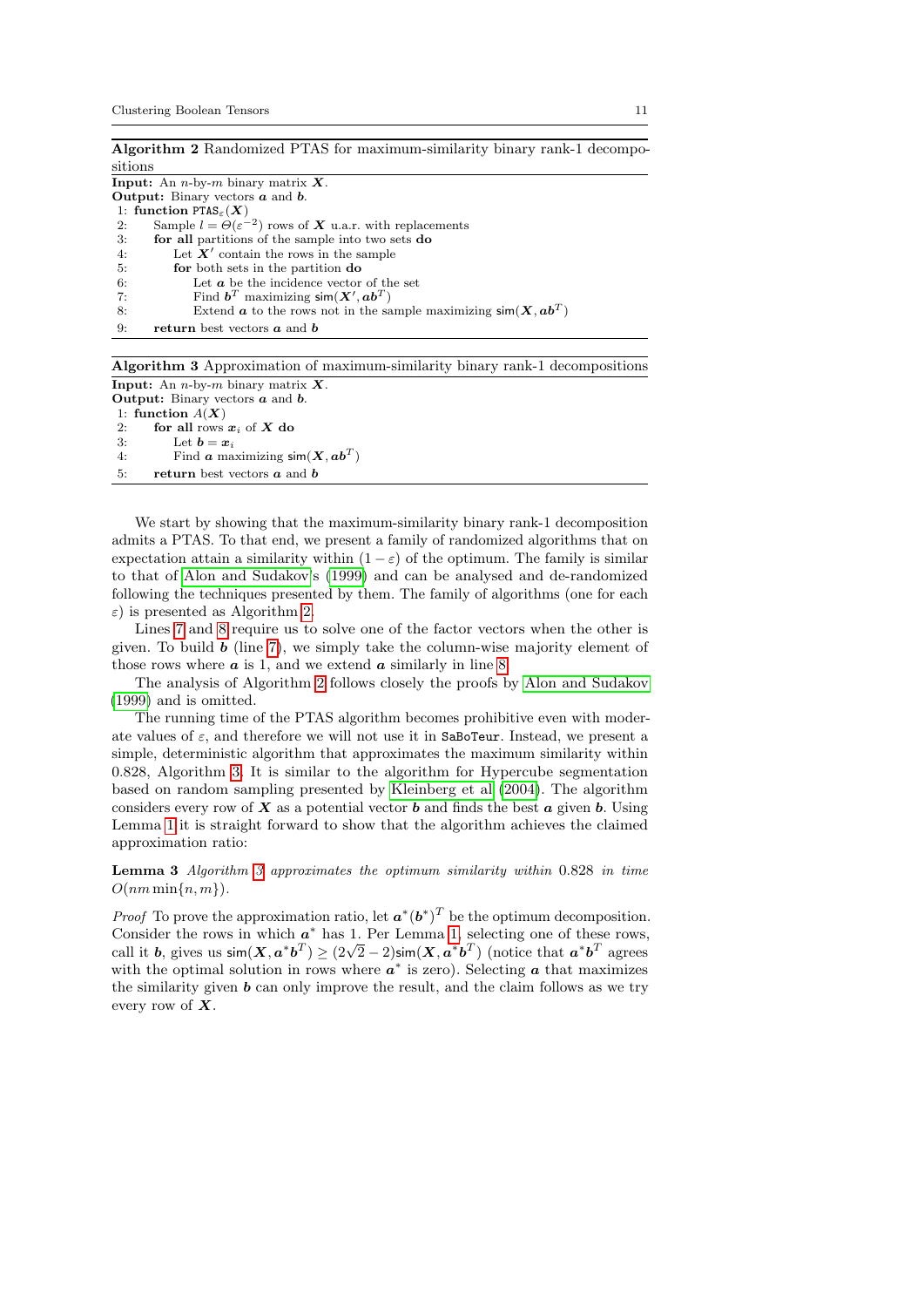**Algorithm 2** Randomized PTAS for maximum-similarity binary rank-1 decompositions

**Input:** An $n$-by-$m$ binary matrix $\boldsymbol{X}$.
**Output:** Binary vectors $\boldsymbol{a}$ and $\boldsymbol{b}$.

```
1: function PTAS_ε(X)
2:     Sample l = Θ(ε^{-2}) rows of X u.a.r. with replacements
3:     for all partitions of the sample into two sets do
4:         Let X' contain the rows in the sample
5:         for both sets in the partition do
6:             Let a be the incidence vector of the set
7:             Find b^T maximizing sim(X', ab^T)
8:             Extend a to the rows not in the sample maximizing sim(X, ab^T)
9:     return best vectors a and b
```

**Algorithm 3** Approximation of maximum-similarity binary rank-1 decompositions

**Input:** An $n$-by-$m$ binary matrix $\boldsymbol{X}$.
**Output:** Binary vectors $\boldsymbol{a}$ and $\boldsymbol{b}$.

```
1: function A(X)
2:     for all rows x_i of X do
3:         Let b = x_i
4:         Find a maximizing sim(X, ab^T)
5:     return best vectors a and b
```

We start by showing that the maximum-similarity binary rank-1 decomposition admits a PTAS. To that end, we present a family of randomized algorithms that on expectation attain a similarity within $(1-\varepsilon)$ of the optimum. The family is similar to that of Alon and Sudakov's (1999) and can be analysed and de-randomized following the techniques presented by them. The family of algorithms (one for each $\varepsilon$) is presented as Algorithm 2.

Lines 7 and 8 require us to solve one of the factor vectors when the other is given. To build $\boldsymbol{b}$ (line 7), we simply take the column-wise majority element of those rows where $\boldsymbol{a}$ is 1, and we extend $\boldsymbol{a}$ similarly in line 8.

The analysis of Algorithm 2 follows closely the proofs by Alon and Sudakov (1999) and is omitted.

The running time of the PTAS algorithm becomes prohibitive even with moderate values of $\varepsilon$, and therefore we will not use it in SaBoTeur. Instead, we present a simple, deterministic algorithm that approximates the maximum similarity within 0.828, Algorithm 3. It is similar to the algorithm for Hypercube segmentation based on random sampling presented by Kleinberg et al (2004). The algorithm considers every row of $\boldsymbol{X}$ as a potential vector $\boldsymbol{b}$ and finds the best $\boldsymbol{a}$ given $\boldsymbol{b}$. Using Lemma 1 it is straight forward to show that the algorithm achieves the claimed approximation ratio:

**Lemma 3** *Algorithm 3 approximates the optimum similarity within* 0.828 *in time* $O(nm\min\{n,m\})$.

*Proof* To prove the approximation ratio, let $\boldsymbol{a}^*(\boldsymbol{b}^*)^T$ be the optimum decomposition. Consider the rows in which $\boldsymbol{a}^*$ has 1. Per Lemma 1, selecting one of these rows, call it $\boldsymbol{b}$, gives us $\mathsf{sim}(\boldsymbol{X}, \boldsymbol{a}^*\boldsymbol{b}^T) \geq (2\sqrt{2}-2)\mathsf{sim}(\boldsymbol{X}, \boldsymbol{a}^*\boldsymbol{b}^T)$ (notice that $\boldsymbol{a}^*\boldsymbol{b}^T$ agrees with the optimal solution in rows where $\boldsymbol{a}^*$ is zero). Selecting $\boldsymbol{a}$ that maximizes the similarity given $\boldsymbol{b}$ can only improve the result, and the claim follows as we try every row of $\boldsymbol{X}$.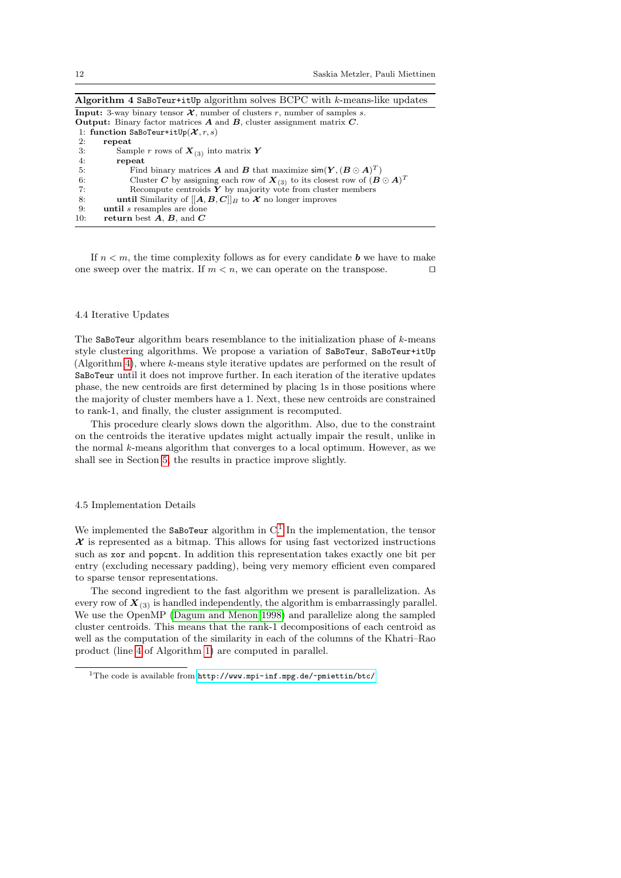**Algorithm 4** `SaBoTeur+itUp` algorithm solves BCPC with $k$-means-like updates

**Input:** 3-way binary tensor $\boldsymbol{\mathcal{X}}$, number of clusters $r$, number of samples $s$.
**Output:** Binary factor matrices $\boldsymbol{A}$ and $\boldsymbol{B}$, cluster assignment matrix $\boldsymbol{C}$.

```
1: function SaBoTeur+itUp(X, r, s)
2:     repeat
3:         Sample r rows of X_(3) into matrix Y
4:         repeat
5:             Find binary matrices A and B that maximize sim(Y, (B ⊙ A)^T)
6:             Cluster C by assigning each row of X_(3) to its closest row of (B ⊙ A)^T
7:             Recompute centroids Y by majority vote from cluster members
8:         until Similarity of [[A, B, C]]_B to X no longer improves
9:     until s resamples are done
10:    return best A, B, and C
```

If $n < m$, the time complexity follows as for every candidate $\boldsymbol{b}$ we have to make one sweep over the matrix. If $m < n$, we can operate on the transpose. □

### 4.4 Iterative Updates

The `SaBoTeur` algorithm bears resemblance to the initialization phase of $k$-means style clustering algorithms. We propose a variation of `SaBoTeur`, `SaBoTeur+itUp` (Algorithm 4), where $k$-means style iterative updates are performed on the result of `SaBoTeur` until it does not improve further. In each iteration of the iterative updates phase, the new centroids are first determined by placing 1s in those positions where the majority of cluster members have a 1. Next, these new centroids are constrained to rank-1, and finally, the cluster assignment is recomputed.

This procedure clearly slows down the algorithm. Also, due to the constraint on the centroids the iterative updates might actually impair the result, unlike in the normal $k$-means algorithm that converges to a local optimum. However, as we shall see in Section 5, the results in practice improve slightly.

### 4.5 Implementation Details

We implemented the `SaBoTeur` algorithm in C.[1] In the implementation, the tensor $\boldsymbol{\mathcal{X}}$ is represented as a bitmap. This allows for using fast vectorized instructions such as `xor` and `popcnt`. In addition this representation takes exactly one bit per entry (excluding necessary padding), being very memory efficient even compared to sparse tensor representations.

The second ingredient to the fast algorithm we present is parallelization. As every row of $\boldsymbol{X}_{(3)}$ is handled independently, the algorithm is embarrassingly parallel. We use the OpenMP (Dagum and Menon 1998) and parallelize along the sampled cluster centroids. This means that the rank-1 decompositions of each centroid as well as the computation of the similarity in each of the columns of the Khatri–Rao product (line 4 of Algorithm 1) are computed in parallel.

[1] The code is available from `http://www.mpi-inf.mpg.de/~pmiettin/btc/`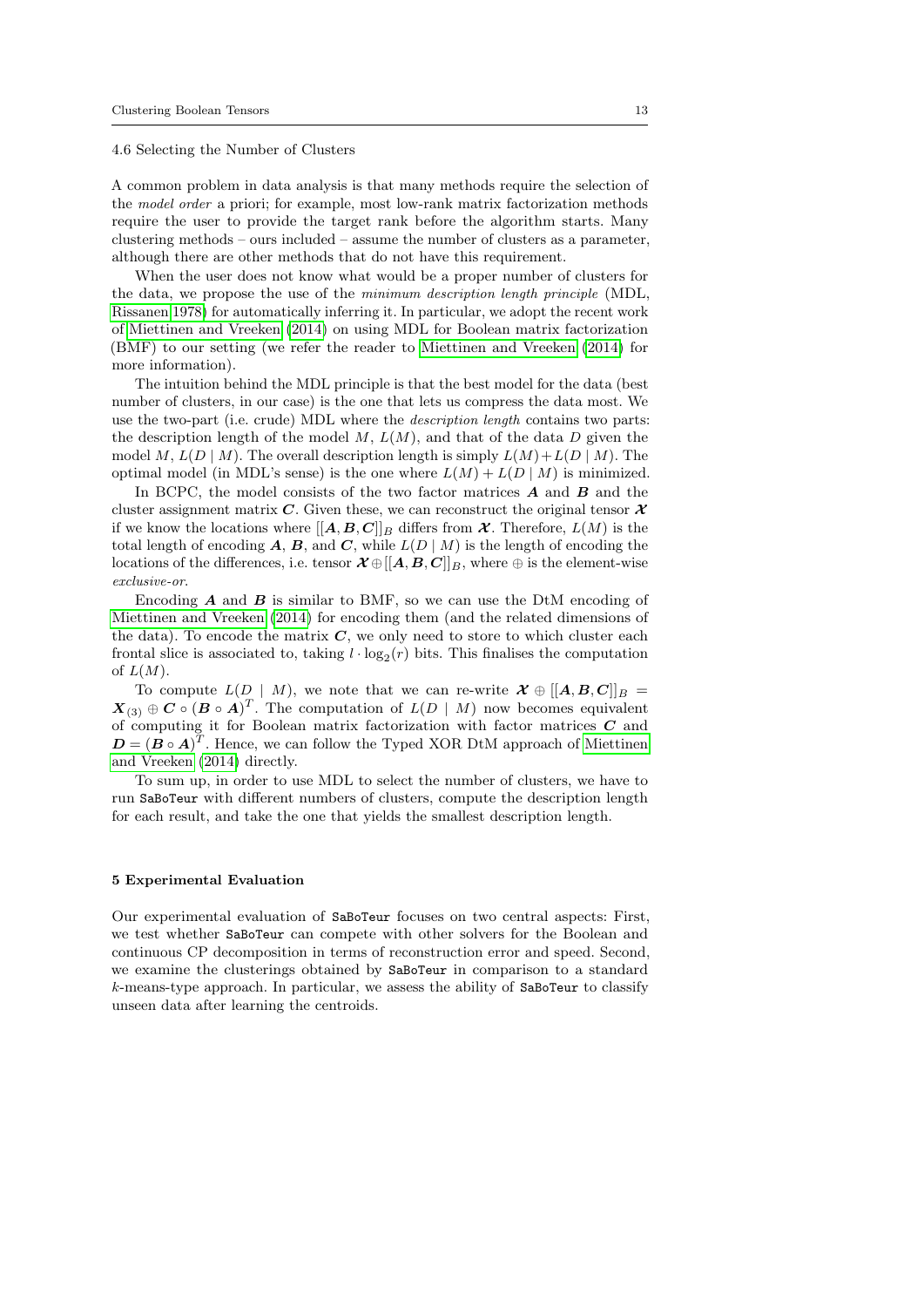### 4.6 Selecting the Number of Clusters

A common problem in data analysis is that many methods require the selection of the *model order* a priori; for example, most low-rank matrix factorization methods require the user to provide the target rank before the algorithm starts. Many clustering methods – ours included – assume the number of clusters as a parameter, although there are other methods that do not have this requirement.

When the user does not know what would be a proper number of clusters for the data, we propose the use of the *minimum description length principle* (MDL, Rissanen 1978) for automatically inferring it. In particular, we adopt the recent work of Miettinen and Vreeken (2014) on using MDL for Boolean matrix factorization (BMF) to our setting (we refer the reader to Miettinen and Vreeken (2014) for more information).

The intuition behind the MDL principle is that the best model for the data (best number of clusters, in our case) is the one that lets us compress the data most. We use the two-part (i.e. crude) MDL where the *description length* contains two parts: the description length of the model $M$, $L(M)$, and that of the data $D$ given the model $M$, $L(D \mid M)$. The overall description length is simply $L(M)+L(D \mid M)$. The optimal model (in MDL's sense) is the one where $L(M) + L(D \mid M)$ is minimized.

In BCPC, the model consists of the two factor matrices $\boldsymbol{A}$ and $\boldsymbol{B}$ and the cluster assignment matrix $\boldsymbol{C}$. Given these, we can reconstruct the original tensor $\boldsymbol{\mathcal{X}}$ if we know the locations where $[[\boldsymbol{A}, \boldsymbol{B}, \boldsymbol{C}]]_B$ differs from $\boldsymbol{\mathcal{X}}$. Therefore, $L(M)$ is the total length of encoding $\boldsymbol{A}$, $\boldsymbol{B}$, and $\boldsymbol{C}$, while $L(D \mid M)$ is the length of encoding the locations of the differences, i.e. tensor $\boldsymbol{\mathcal{X}} \oplus [[\boldsymbol{A}, \boldsymbol{B}, \boldsymbol{C}]]_B$, where $\oplus$ is the element-wise *exclusive-or*.

Encoding $\boldsymbol{A}$ and $\boldsymbol{B}$ is similar to BMF, so we can use the DtM encoding of Miettinen and Vreeken (2014) for encoding them (and the related dimensions of the data). To encode the matrix $\boldsymbol{C}$, we only need to store to which cluster each frontal slice is associated to, taking $l \cdot \log_2(r)$ bits. This finalises the computation of $L(M)$.

To compute $L(D \mid M)$, we note that we can re-write $\boldsymbol{\mathcal{X}} \oplus [[\boldsymbol{A}, \boldsymbol{B}, \boldsymbol{C}]]_B = \boldsymbol{X}_{(3)} \oplus \boldsymbol{C} \circ (\boldsymbol{B} \circ \boldsymbol{A})^T$. The computation of $L(D \mid M)$ now becomes equivalent of computing it for Boolean matrix factorization with factor matrices $\boldsymbol{C}$ and $\boldsymbol{D} = (\boldsymbol{B} \circ \boldsymbol{A})^T$. Hence, we can follow the Typed XOR DtM approach of Miettinen and Vreeken (2014) directly.

To sum up, in order to use MDL to select the number of clusters, we have to run `SaBoTeur` with different numbers of clusters, compute the description length for each result, and take the one that yields the smallest description length.

## 5 Experimental Evaluation

Our experimental evaluation of `SaBoTeur` focuses on two central aspects: First, we test whether `SaBoTeur` can compete with other solvers for the Boolean and continuous CP decomposition in terms of reconstruction error and speed. Second, we examine the clusterings obtained by `SaBoTeur` in comparison to a standard $k$-means-type approach. In particular, we assess the ability of `SaBoTeur` to classify unseen data after learning the centroids.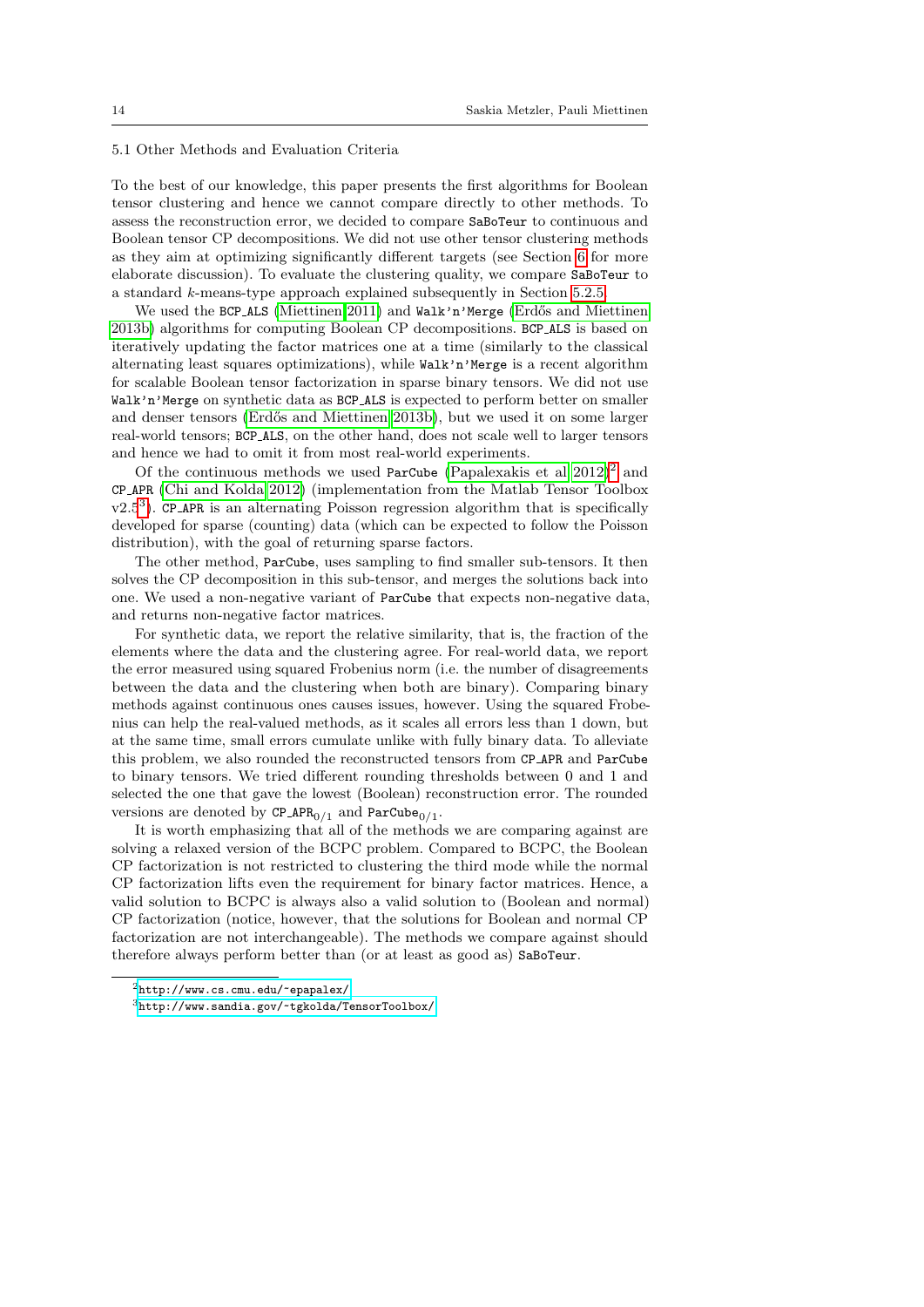### 5.1 Other Methods and Evaluation Criteria

To the best of our knowledge, this paper presents the first algorithms for Boolean tensor clustering and hence we cannot compare directly to other methods. To assess the reconstruction error, we decided to compare `SaBoTeur` to continuous and Boolean tensor CP decompositions. We did not use other tensor clustering methods as they aim at optimizing significantly different targets (see Section 6 for more elaborate discussion). To evaluate the clustering quality, we compare `SaBoTeur` to a standard $k$-means-type approach explained subsequently in Section 5.2.5.

We used the `BCP_ALS` (Miettinen 2011) and `Walk'n'Merge` (Erdős and Miettinen 2013b) algorithms for computing Boolean CP decompositions. `BCP_ALS` is based on iteratively updating the factor matrices one at a time (similarly to the classical alternating least squares optimizations), while `Walk'n'Merge` is a recent algorithm for scalable Boolean tensor factorization in sparse binary tensors. We did not use `Walk'n'Merge` on synthetic data as `BCP_ALS` is expected to perform better on smaller and denser tensors (Erdős and Miettinen 2013b), but we used it on some larger real-world tensors; `BCP_ALS`, on the other hand, does not scale well to larger tensors and hence we had to omit it from most real-world experiments.

Of the continuous methods we used `ParCube` (Papalexakis et al 2012)[2] and `CP_APR` (Chi and Kolda 2012) (implementation from the Matlab Tensor Toolbox v2.5[3]). `CP_APR` is an alternating Poisson regression algorithm that is specifically developed for sparse (counting) data (which can be expected to follow the Poisson distribution), with the goal of returning sparse factors.

The other method, `ParCube`, uses sampling to find smaller sub-tensors. It then solves the CP decomposition in this sub-tensor, and merges the solutions back into one. We used a non-negative variant of `ParCube` that expects non-negative data, and returns non-negative factor matrices.

For synthetic data, we report the relative similarity, that is, the fraction of the elements where the data and the clustering agree. For real-world data, we report the error measured using squared Frobenius norm (i.e. the number of disagreements between the data and the clustering when both are binary). Comparing binary methods against continuous ones causes issues, however. Using the squared Frobenius can help the real-valued methods, as it scales all errors less than 1 down, but at the same time, small errors cumulate unlike with fully binary data. To alleviate this problem, we also rounded the reconstructed tensors from `CP_APR` and `ParCube` to binary tensors. We tried different rounding thresholds between 0 and 1 and selected the one that gave the lowest (Boolean) reconstruction error. The rounded versions are denoted by $\texttt{CP\_APR}_{0/1}$ and $\texttt{ParCube}_{0/1}$.

It is worth emphasizing that all of the methods we are comparing against are solving a relaxed version of the BCPC problem. Compared to BCPC, the Boolean CP factorization is not restricted to clustering the third mode while the normal CP factorization lifts even the requirement for binary factor matrices. Hence, a valid solution to BCPC is always also a valid solution to (Boolean and normal) CP factorization (notice, however, that the solutions for Boolean and normal CP factorization are not interchangeable). The methods we compare against should therefore always perform better than (or at least as good as) `SaBoTeur`.

---

[2] http://www.cs.cmu.edu/~epapalex/

[3] http://www.sandia.gov/~tgkolda/TensorToolbox/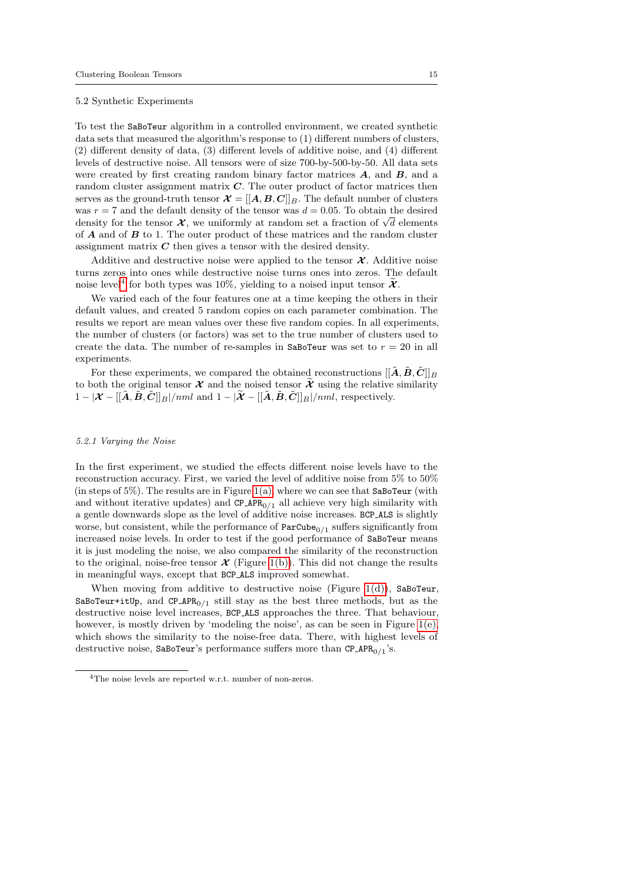### 5.2 Synthetic Experiments

To test the SaBoTeur algorithm in a controlled environment, we created synthetic data sets that measured the algorithm's response to (1) different numbers of clusters, (2) different density of data, (3) different levels of additive noise, and (4) different levels of destructive noise. All tensors were of size 700-by-500-by-50. All data sets were created by first creating random binary factor matrices $\boldsymbol{A}$, and $\boldsymbol{B}$, and a random cluster assignment matrix $\boldsymbol{C}$. The outer product of factor matrices then serves as the ground-truth tensor $\boldsymbol{\mathcal{X}} = [[\boldsymbol{A}, \boldsymbol{B}, \boldsymbol{C}]]_B$. The default number of clusters was $r = 7$ and the default density of the tensor was $d = 0.05$. To obtain the desired density for the tensor $\boldsymbol{\mathcal{X}}$, we uniformly at random set a fraction of $\sqrt{d}$ elements of $\boldsymbol{A}$ and of $\boldsymbol{B}$ to 1. The outer product of these matrices and the random cluster assignment matrix $\boldsymbol{C}$ then gives a tensor with the desired density.

Additive and destructive noise were applied to the tensor $\boldsymbol{\mathcal{X}}$. Additive noise turns zeros into ones while destructive noise turns ones into zeros. The default noise level[4] for both types was 10%, yielding to a noised input tensor $\widetilde{\boldsymbol{\mathcal{X}}}$.

We varied each of the four features one at a time keeping the others in their default values, and created 5 random copies on each parameter combination. The results we report are mean values over these five random copies. In all experiments, the number of clusters (or factors) was set to the true number of clusters used to create the data. The number of re-samples in SaBoTeur was set to $r = 20$ in all experiments.

For these experiments, we compared the obtained reconstructions $[[\tilde{\boldsymbol{A}}, \tilde{\boldsymbol{B}}, \tilde{\boldsymbol{C}}]]_B$ to both the original tensor $\boldsymbol{\mathcal{X}}$ and the noised tensor $\widetilde{\boldsymbol{\mathcal{X}}}$ using the relative similarity $1 - |\boldsymbol{\mathcal{X}} - [[\tilde{\boldsymbol{A}}, \tilde{\boldsymbol{B}}, \tilde{\boldsymbol{C}}]]_B|/nml$ and $1 - |\widetilde{\boldsymbol{\mathcal{X}}} - [[\tilde{\boldsymbol{A}}, \tilde{\boldsymbol{B}}, \tilde{\boldsymbol{C}}]]_B|/nml$, respectively.

#### *5.2.1 Varying the Noise*

In the first experiment, we studied the effects different noise levels have to the reconstruction accuracy. First, we varied the level of additive noise from 5% to 50% (in steps of 5%). The results are in Figure 1(a), where we can see that SaBoTeur (with and without iterative updates) and $\texttt{CP\_APR}_{0/1}$ all achieve very high similarity with a gentle downwards slope as the level of additive noise increases. BCP_ALS is slightly worse, but consistent, while the performance of $\texttt{ParCube}_{0/1}$ suffers significantly from increased noise levels. In order to test if the good performance of SaBoTeur means it is just modeling the noise, we also compared the similarity of the reconstruction to the original, noise-free tensor $\boldsymbol{\mathcal{X}}$ (Figure 1(b)). This did not change the results in meaningful ways, except that BCP_ALS improved somewhat.

When moving from additive to destructive noise (Figure 1(d)), SaBoTeur, SaBoTeur+itUp, and $\texttt{CP\_APR}_{0/1}$ still stay as the best three methods, but as the destructive noise level increases, BCP_ALS approaches the three. That behaviour, however, is mostly driven by 'modeling the noise', as can be seen in Figure 1(e), which shows the similarity to the noise-free data. There, with highest levels of destructive noise, SaBoTeur's performance suffers more than $\texttt{CP\_APR}_{0/1}$'s.

[4] The noise levels are reported w.r.t. number of non-zeros.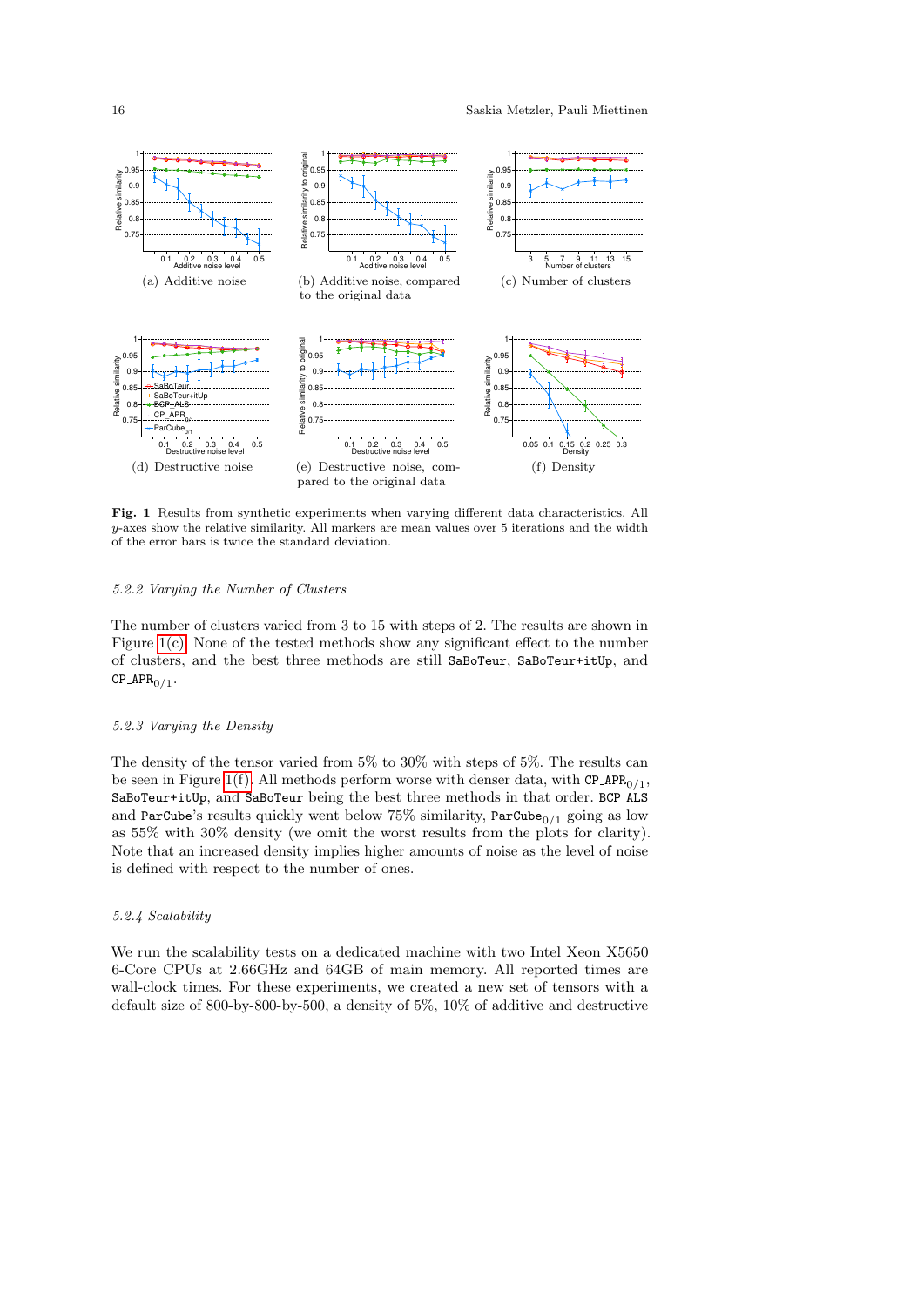(a) Additive noise

(b) Additive noise, compared to the original data

(c) Number of clusters

(d) Destructive noise

(e) Destructive noise, compared to the original data

(f) Density

**Fig. 1** Results from synthetic experiments when varying different data characteristics. All $y$-axes show the relative similarity. All markers are mean values over 5 iterations and the width of the error bars is twice the standard deviation.

#### 5.2.2 Varying the Number of Clusters

The number of clusters varied from 3 to 15 with steps of 2. The results are shown in Figure 1(c). None of the tested methods show any significant effect to the number of clusters, and the best three methods are still `SaBoTeur`, `SaBoTeur+itUp`, and $\texttt{CP\_APR}_{0/1}$.

#### 5.2.3 Varying the Density

The density of the tensor varied from 5% to 30% with steps of 5%. The results can be seen in Figure 1(f). All methods perform worse with denser data, with $\texttt{CP\_APR}_{0/1}$, `SaBoTeur+itUp`, and `SaBoTeur` being the best three methods in that order. `BCP_ALS` and `ParCube`'s results quickly went below 75% similarity, $\texttt{ParCube}_{0/1}$ going as low as 55% with 30% density (we omit the worst results from the plots for clarity). Note that an increased density implies higher amounts of noise as the level of noise is defined with respect to the number of ones.

#### 5.2.4 Scalability

We run the scalability tests on a dedicated machine with two Intel Xeon X5650 6-Core CPUs at 2.66GHz and 64GB of main memory. All reported times are wall-clock times. For these experiments, we created a new set of tensors with a default size of 800-by-800-by-500, a density of 5%, 10% of additive and destructive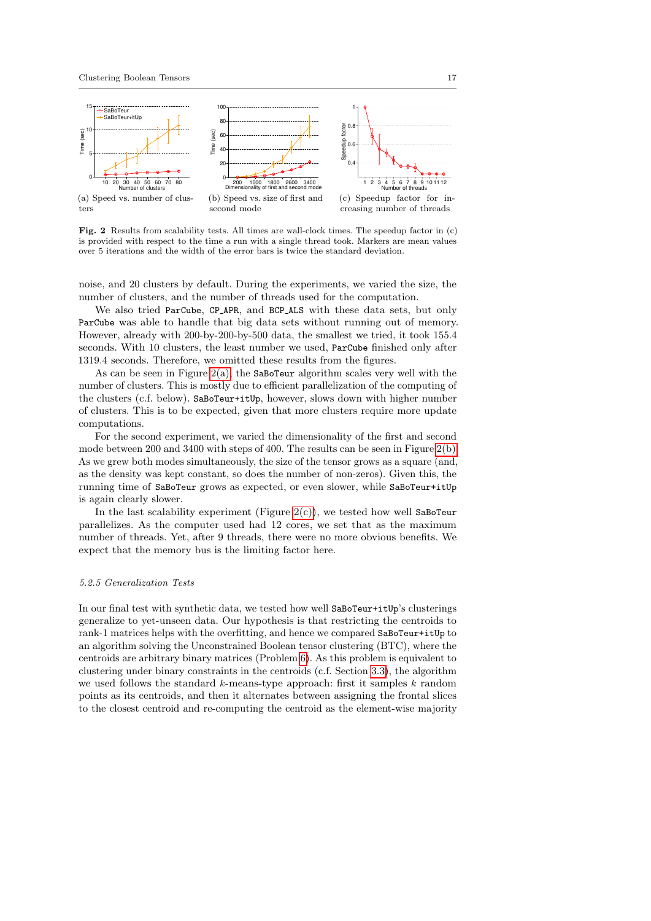(a) Speed vs. number of clusters

(b) Speed vs. size of first and second mode

(c) Speedup factor for increasing number of threads

**Fig. 2** Results from scalability tests. All times are wall-clock times. The speedup factor in (c) is provided with respect to the time a run with a single thread took. Markers are mean values over 5 iterations and the width of the error bars is twice the standard deviation.

noise, and 20 clusters by default. During the experiments, we varied the size, the number of clusters, and the number of threads used for the computation.

We also tried `ParCube`, `CP_APR`, and `BCP_ALS` with these data sets, but only `ParCube` was able to handle that big data sets without running out of memory. However, already with 200-by-200-by-500 data, the smallest we tried, it took 155.4 seconds. With 10 clusters, the least number we used, `ParCube` finished only after 1319.4 seconds. Therefore, we omitted these results from the figures.

As can be seen in Figure 2(a), the `SaBoTeur` algorithm scales very well with the number of clusters. This is mostly due to efficient parallelization of the computing of the clusters (c.f. below). `SaBoTeur+itUp`, however, slows down with higher number of clusters. This is to be expected, given that more clusters require more update computations.

For the second experiment, we varied the dimensionality of the first and second mode between 200 and 3400 with steps of 400. The results can be seen in Figure 2(b). As we grew both modes simultaneously, the size of the tensor grows as a square (and, as the density was kept constant, so does the number of non-zeros). Given this, the running time of `SaBoTeur` grows as expected, or even slower, while `SaBoTeur+itUp` is again clearly slower.

In the last scalability experiment (Figure 2(c)), we tested how well `SaBoTeur` parallelizes. As the computer used had 12 cores, we set that as the maximum number of threads. Yet, after 9 threads, there were no more obvious benefits. We expect that the memory bus is the limiting factor here.

#### *5.2.5 Generalization Tests*

In our final test with synthetic data, we tested how well `SaBoTeur+itUp`'s clusterings generalize to yet-unseen data. Our hypothesis is that restricting the centroids to rank-1 matrices helps with the overfitting, and hence we compared `SaBoTeur+itUp` to an algorithm solving the Unconstrained Boolean tensor clustering (BTC), where the centroids are arbitrary binary matrices (Problem 6). As this problem is equivalent to clustering under binary constraints in the centroids (c.f. Section 3.3), the algorithm we used follows the standard $k$-means-type approach: first it samples $k$ random points as its centroids, and then it alternates between assigning the frontal slices to the closest centroid and re-computing the centroid as the element-wise majority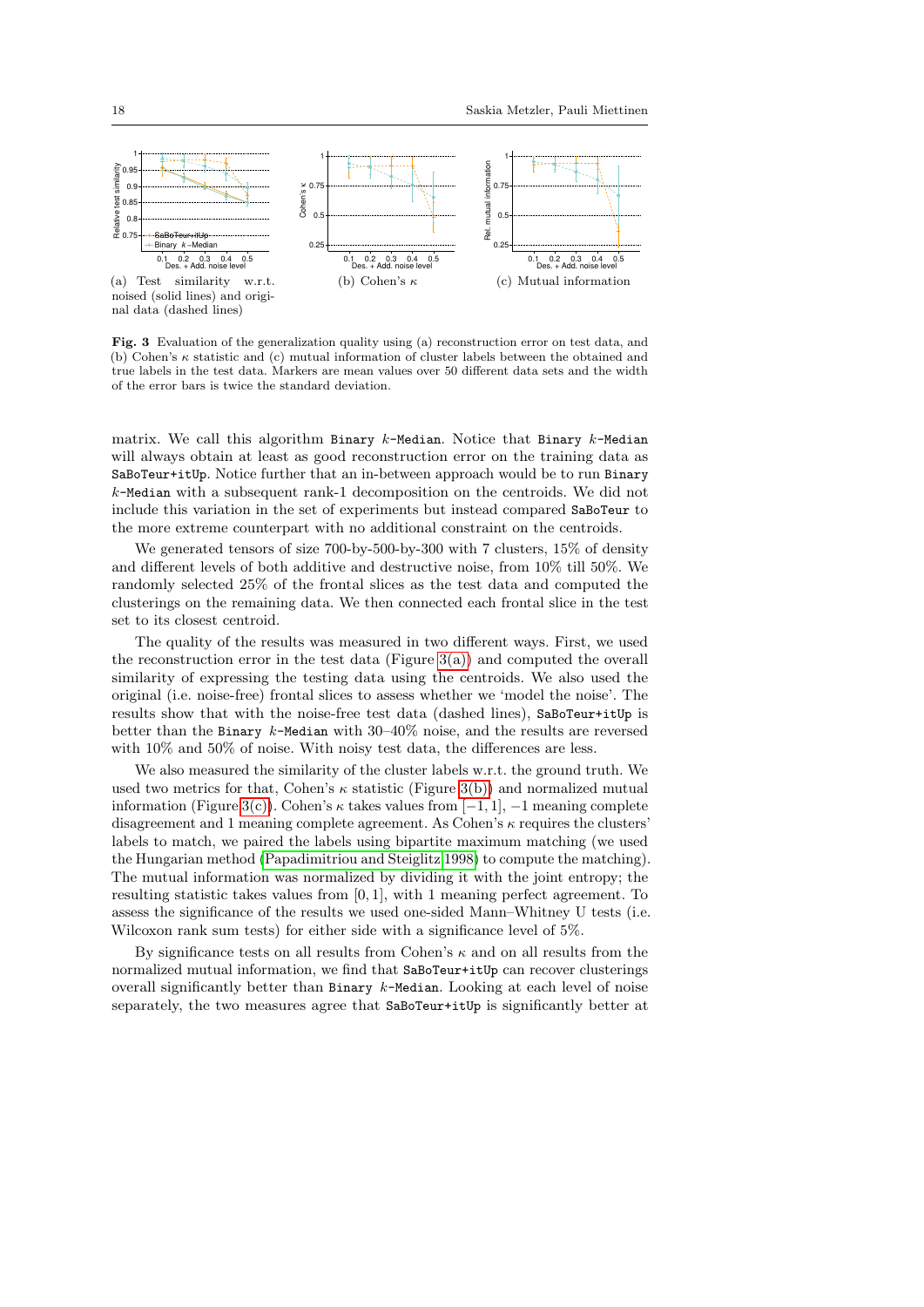(a) Test similarity w.r.t. noised (solid lines) and original data (dashed lines)

(b) Cohen's $\kappa$

(c) Mutual information

**Fig. 3** Evaluation of the generalization quality using (a) reconstruction error on test data, and (b) Cohen's $\kappa$ statistic and (c) mutual information of cluster labels between the obtained and true labels in the test data. Markers are mean values over 50 different data sets and the width of the error bars is twice the standard deviation.

matrix. We call this algorithm `Binary` $k$`-Median`. Notice that `Binary` $k$`-Median` will always obtain at least as good reconstruction error on the training data as `SaBoTeur+itUp`. Notice further that an in-between approach would be to run `Binary` $k$`-Median` with a subsequent rank-1 decomposition on the centroids. We did not include this variation in the set of experiments but instead compared `SaBoTeur` to the more extreme counterpart with no additional constraint on the centroids.

We generated tensors of size 700-by-500-by-300 with 7 clusters, 15% of density and different levels of both additive and destructive noise, from 10% till 50%. We randomly selected 25% of the frontal slices as the test data and computed the clusterings on the remaining data. We then connected each frontal slice in the test set to its closest centroid.

The quality of the results was measured in two different ways. First, we used the reconstruction error in the test data (Figure 3(a)) and computed the overall similarity of expressing the testing data using the centroids. We also used the original (i.e. noise-free) frontal slices to assess whether we 'model the noise'. The results show that with the noise-free test data (dashed lines), `SaBoTeur+itUp` is better than the `Binary` $k$`-Median` with 30–40% noise, and the results are reversed with 10% and 50% of noise. With noisy test data, the differences are less.

We also measured the similarity of the cluster labels w.r.t. the ground truth. We used two metrics for that, Cohen's $\kappa$ statistic (Figure 3(b)) and normalized mutual information (Figure 3(c)). Cohen's $\kappa$ takes values from $[-1, 1]$, $-1$ meaning complete disagreement and 1 meaning complete agreement. As Cohen's $\kappa$ requires the clusters' labels to match, we paired the labels using bipartite maximum matching (we used the Hungarian method (Papadimitriou and Steiglitz 1998) to compute the matching). The mutual information was normalized by dividing it with the joint entropy; the resulting statistic takes values from $[0, 1]$, with 1 meaning perfect agreement. To assess the significance of the results we used one-sided Mann–Whitney U tests (i.e. Wilcoxon rank sum tests) for either side with a significance level of 5%.

By significance tests on all results from Cohen's $\kappa$ and on all results from the normalized mutual information, we find that `SaBoTeur+itUp` can recover clusterings overall significantly better than `Binary` $k$`-Median`. Looking at each level of noise separately, the two measures agree that `SaBoTeur+itUp` is significantly better at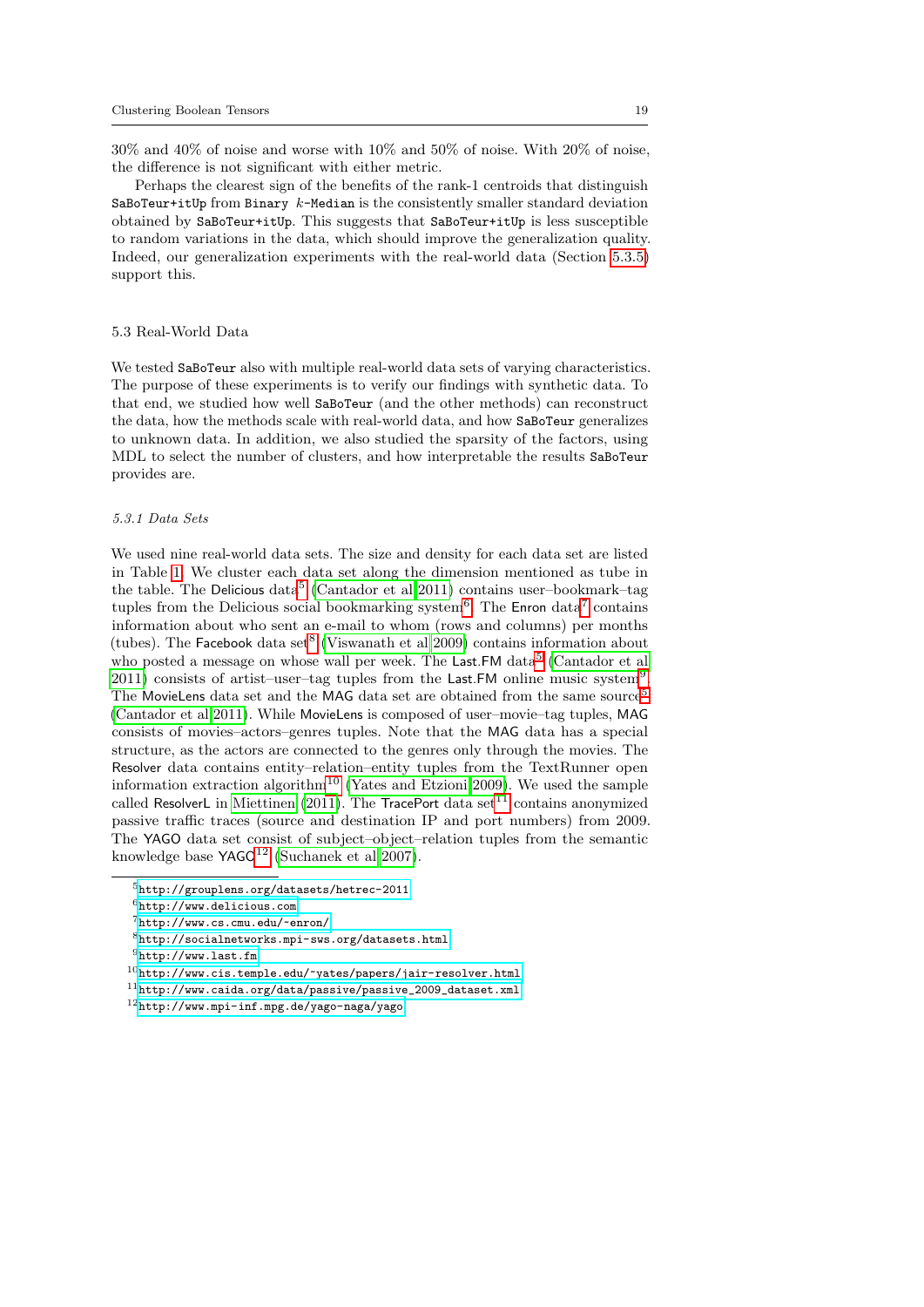30% and 40% of noise and worse with 10% and 50% of noise. With 20% of noise, the difference is not significant with either metric.

Perhaps the clearest sign of the benefits of the rank-1 centroids that distinguish `SaBoTeur+itUp` from `Binary` $k$-`Median` is the consistently smaller standard deviation obtained by `SaBoTeur+itUp`. This suggests that `SaBoTeur+itUp` is less susceptible to random variations in the data, which should improve the generalization quality. Indeed, our generalization experiments with the real-world data (Section 5.3.5) support this.

## 5.3 Real-World Data

We tested `SaBoTeur` also with multiple real-world data sets of varying characteristics. The purpose of these experiments is to verify our findings with synthetic data. To that end, we studied how well `SaBoTeur` (and the other methods) can reconstruct the data, how the methods scale with real-world data, and how `SaBoTeur` generalizes to unknown data. In addition, we also studied the sparsity of the factors, using MDL to select the number of clusters, and how interpretable the results `SaBoTeur` provides are.

### *5.3.1 Data Sets*

We used nine real-world data sets. The size and density for each data set are listed in Table 1. We cluster each data set along the dimension mentioned as tube in the table. The Delicious data[5] (Cantador et al 2011) contains user–bookmark–tag tuples from the Delicious social bookmarking system[6]. The Enron data[7] contains information about who sent an e-mail to whom (rows and columns) per months (tubes). The Facebook data set[8] (Viswanath et al 2009) contains information about who posted a message on whose wall per week. The Last.FM data[5] (Cantador et al 2011) consists of artist–user–tag tuples from the Last.FM online music system[9]. The MovieLens data set and the MAG data set are obtained from the same source[5] (Cantador et al 2011). While MovieLens is composed of user–movie–tag tuples, MAG consists of movies–actors–genres tuples. Note that the MAG data has a special structure, as the actors are connected to the genres only through the movies. The Resolver data contains entity–relation–entity tuples from the TextRunner open information extraction algorithm[10] (Yates and Etzioni 2009). We used the sample called ResolverL in Miettinen (2011). The TracePort data set[11] contains anonymized passive traffic traces (source and destination IP and port numbers) from 2009. The YAGO data set consist of subject–object–relation tuples from the semantic knowledge base YAGO[12] (Suchanek et al 2007).

---

[5] http://grouplens.org/datasets/hetrec-2011
[6] http://www.delicious.com
[7] http://www.cs.cmu.edu/~enron/
[8] http://socialnetworks.mpi-sws.org/datasets.html
[9] http://www.last.fm
[10] http://www.cis.temple.edu/~yates/papers/jair-resolver.html
[11] http://www.caida.org/data/passive/passive_2009_dataset.xml
[12] http://www.mpi-inf.mpg.de/yago-naga/yago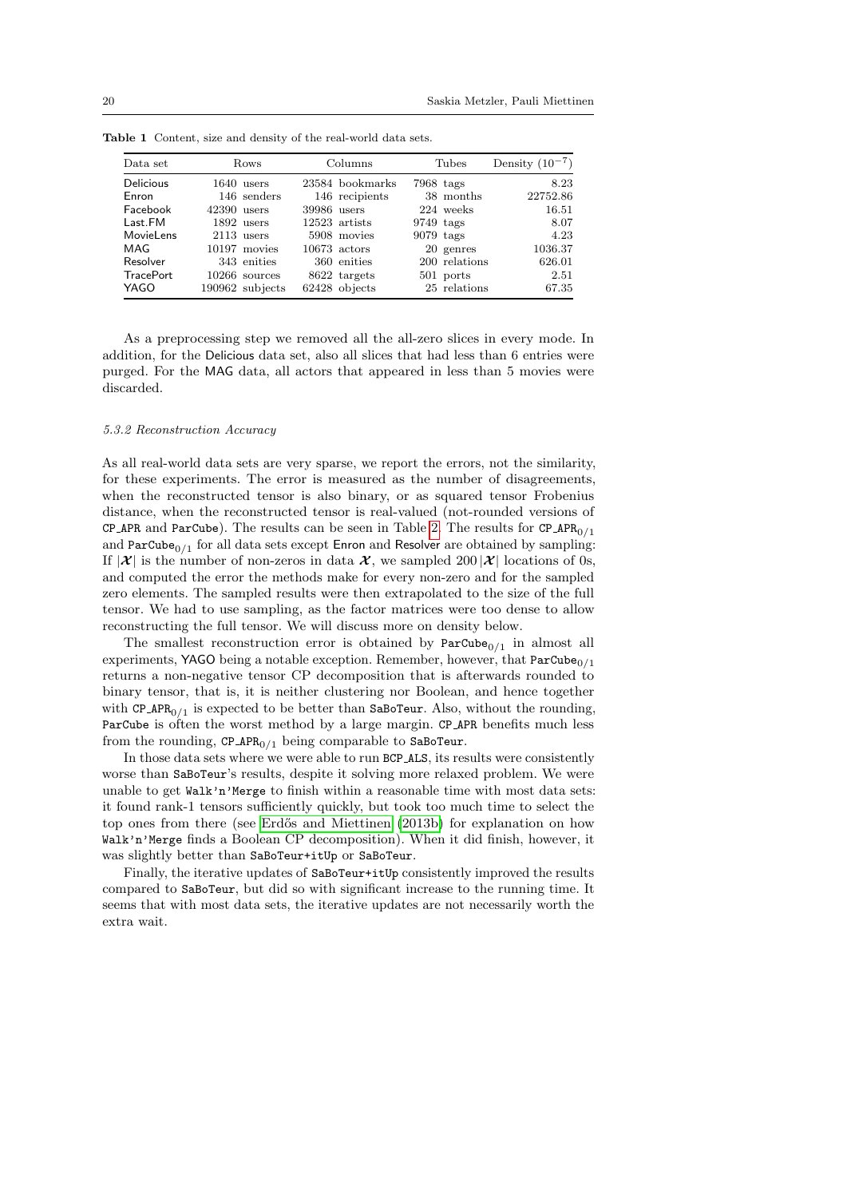**Table 1** Content, size and density of the real-world data sets.

| Data set | Rows | | Columns | | Tubes | | Density ($10^{-7}$) |
|---|---|---|---|---|---|---|---|
| Delicious | 1640 | users | 23584 | bookmarks | 7968 | tags | 8.23 |
| Enron | 146 | senders | 146 | recipients | 38 | months | 22752.86 |
| Facebook | 42390 | users | 39986 | users | 224 | weeks | 16.51 |
| Last.FM | 1892 | users | 12523 | artists | 9749 | tags | 8.07 |
| MovieLens | 2113 | users | 5908 | movies | 9079 | tags | 4.23 |
| MAG | 10197 | movies | 10673 | actors | 20 | genres | 1036.37 |
| Resolver | 343 | enities | 360 | enities | 200 | relations | 626.01 |
| TracePort | 10266 | sources | 8622 | targets | 501 | ports | 2.51 |
| YAGO | 190962 | subjects | 62428 | objects | 25 | relations | 67.35 |

As a preprocessing step we removed all the all-zero slices in every mode. In addition, for the Delicious data set, also all slices that had less than 6 entries were purged. For the MAG data, all actors that appeared in less than 5 movies were discarded.

#### *5.3.2 Reconstruction Accuracy*

As all real-world data sets are very sparse, we report the errors, not the similarity, for these experiments. The error is measured as the number of disagreements, when the reconstructed tensor is also binary, or as squared tensor Frobenius distance, when the reconstructed tensor is real-valued (not-rounded versions of CP_APR and ParCube). The results can be seen in Table 2. The results for $\text{CP\_APR}_{0/1}$ and $\text{ParCube}_{0/1}$ for all data sets except Enron and Resolver are obtained by sampling: If $|\boldsymbol{\mathcal{X}}|$ is the number of non-zeros in data $\boldsymbol{\mathcal{X}}$, we sampled $200\,|\boldsymbol{\mathcal{X}}|$ locations of 0s, and computed the error the methods make for every non-zero and for the sampled zero elements. The sampled results were then extrapolated to the size of the full tensor. We had to use sampling, as the factor matrices were too dense to allow reconstructing the full tensor. We will discuss more on density below.

The smallest reconstruction error is obtained by $\text{ParCube}_{0/1}$ in almost all experiments, YAGO being a notable exception. Remember, however, that $\text{ParCube}_{0/1}$ returns a non-negative tensor CP decomposition that is afterwards rounded to binary tensor, that is, it is neither clustering nor Boolean, and hence together with $\text{CP\_APR}_{0/1}$ is expected to be better than SaBoTeur. Also, without the rounding, ParCube is often the worst method by a large margin. CP_APR benefits much less from the rounding, $\text{CP\_APR}_{0/1}$ being comparable to SaBoTeur.

In those data sets where we were able to run BCP_ALS, its results were consistently worse than SaBoTeur's results, despite it solving more relaxed problem. We were unable to get Walk'n'Merge to finish within a reasonable time with most data sets: it found rank-1 tensors sufficiently quickly, but took too much time to select the top ones from there (see Erdős and Miettinen (2013b) for explanation on how Walk'n'Merge finds a Boolean CP decomposition). When it did finish, however, it was slightly better than SaBoTeur+itUp or SaBoTeur.

Finally, the iterative updates of SaBoTeur+itUp consistently improved the results compared to SaBoTeur, but did so with significant increase to the running time. It seems that with most data sets, the iterative updates are not necessarily worth the extra wait.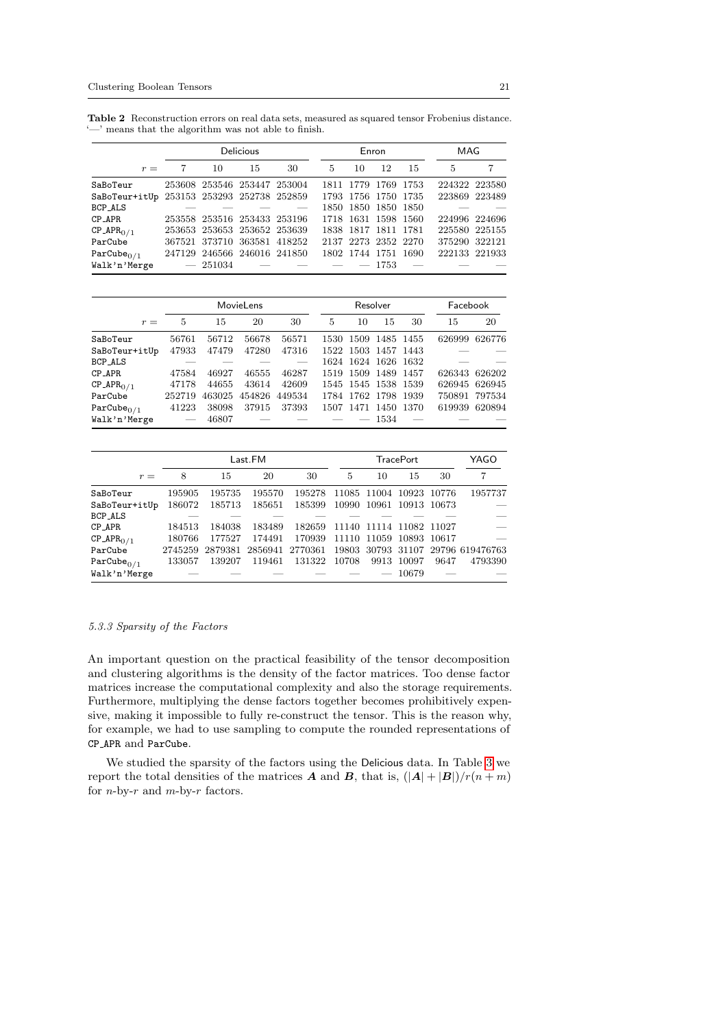**Table 2** Reconstruction errors on real data sets, measured as squared tensor Frobenius distance. '—' means that the algorithm was not able to finish.

| | Delicious | | | | Enron | | | | MAG | |
|---|---|---|---|---|---|---|---|---|---|---|
| $r =$ | 7 | 10 | 15 | 30 | 5 | 10 | 12 | 15 | 5 | 7 |
| SaBoTeur | 253608 | 253546 | 253447 | 253004 | 1811 | 1779 | 1769 | 1753 | 224322 | 223580 |
| SaBoTeur+itUp | 253153 | 253293 | 252738 | 252859 | 1793 | 1756 | 1750 | 1735 | 223869 | 223489 |
| BCP_ALS | — | — | — | — | 1850 | 1850 | 1850 | 1850 | — | — |
| CP_APR | 253558 | 253516 | 253433 | 253196 | 1718 | 1631 | 1598 | 1560 | 224996 | 224696 |
| $\texttt{CP\_APR}_{0/1}$ | 253653 | 253653 | 253652 | 253639 | 1838 | 1817 | 1811 | 1781 | 225580 | 225155 |
| ParCube | 367521 | 373710 | 363581 | 418252 | 2137 | 2273 | 2352 | 2270 | 375290 | 322121 |
| $\texttt{ParCube}_{0/1}$ | 247129 | 246566 | 246016 | 241850 | 1802 | 1744 | 1751 | 1690 | 222133 | 221933 |
| Walk'n'Merge | — | 251034 | — | — | — | — | 1753 | — | — | — |

| | MovieLens | | | | Resolver | | | | Facebook | |
|---|---|---|---|---|---|---|---|---|---|---|
| $r =$ | 5 | 15 | 20 | 30 | 5 | 10 | 15 | 30 | 15 | 20 |
| SaBoTeur | 56761 | 56712 | 56678 | 56571 | 1530 | 1509 | 1485 | 1455 | 626999 | 626776 |
| SaBoTeur+itUp | 47933 | 47479 | 47280 | 47316 | 1522 | 1503 | 1457 | 1443 | — | — |
| BCP_ALS | — | — | — | — | 1624 | 1624 | 1626 | 1632 | — | — |
| CP_APR | 47584 | 46927 | 46555 | 46287 | 1519 | 1509 | 1489 | 1457 | 626343 | 626202 |
| $\texttt{CP\_APR}_{0/1}$ | 47178 | 44655 | 43614 | 42609 | 1545 | 1545 | 1538 | 1539 | 626945 | 626945 |
| ParCube | 252719 | 463025 | 454826 | 449534 | 1784 | 1762 | 1798 | 1939 | 750891 | 797534 |
| $\texttt{ParCube}_{0/1}$ | 41223 | 38098 | 37915 | 37393 | 1507 | 1471 | 1450 | 1370 | 619939 | 620894 |
| Walk'n'Merge | — | 46807 | — | — | — | — | 1534 | — | — | — |

| | Last.FM | | | | TracePort | | | | YAGO |
|---|---|---|---|---|---|---|---|---|---|
| $r =$ | 8 | 15 | 20 | 30 | 5 | 10 | 15 | 30 | 7 |
| SaBoTeur | 195905 | 195735 | 195570 | 195278 | 11085 | 11004 | 10923 | 10776 | 1957737 |
| SaBoTeur+itUp | 186072 | 185713 | 185651 | 185399 | 10990 | 10961 | 10913 | 10673 | — |
| BCP_ALS | — | — | — | — | — | — | — | — | — |
| CP_APR | 184513 | 184038 | 183489 | 182659 | 11140 | 11114 | 11082 | 11027 | — |
| $\texttt{CP\_APR}_{0/1}$ | 180766 | 177527 | 174491 | 170939 | 11110 | 11059 | 10893 | 10617 | — |
| ParCube | 2745259 | 2879381 | 2856941 | 2770361 | 19803 | 30793 | 31107 | 29796 | 619476763 |
| $\texttt{ParCube}_{0/1}$ | 133057 | 139207 | 119461 | 131322 | 10708 | 9913 | 10097 | 9647 | 4793390 |
| Walk'n'Merge | — | — | — | — | — | — | 10679 | — | — |

#### 5.3.3 Sparsity of the Factors

An important question on the practical feasibility of the tensor decomposition and clustering algorithms is the density of the factor matrices. Too dense factor matrices increase the computational complexity and also the storage requirements. Furthermore, multiplying the dense factors together becomes prohibitively expensive, making it impossible to fully re-construct the tensor. This is the reason why, for example, we had to use sampling to compute the rounded representations of CP_APR and ParCube.

We studied the sparsity of the factors using the Delicious data. In Table 3 we report the total densities of the matrices $\boldsymbol{A}$ and $\boldsymbol{B}$, that is, $(|\boldsymbol{A}| + |\boldsymbol{B}|)/r(n + m)$ for $n$-by-$r$ and $m$-by-$r$ factors.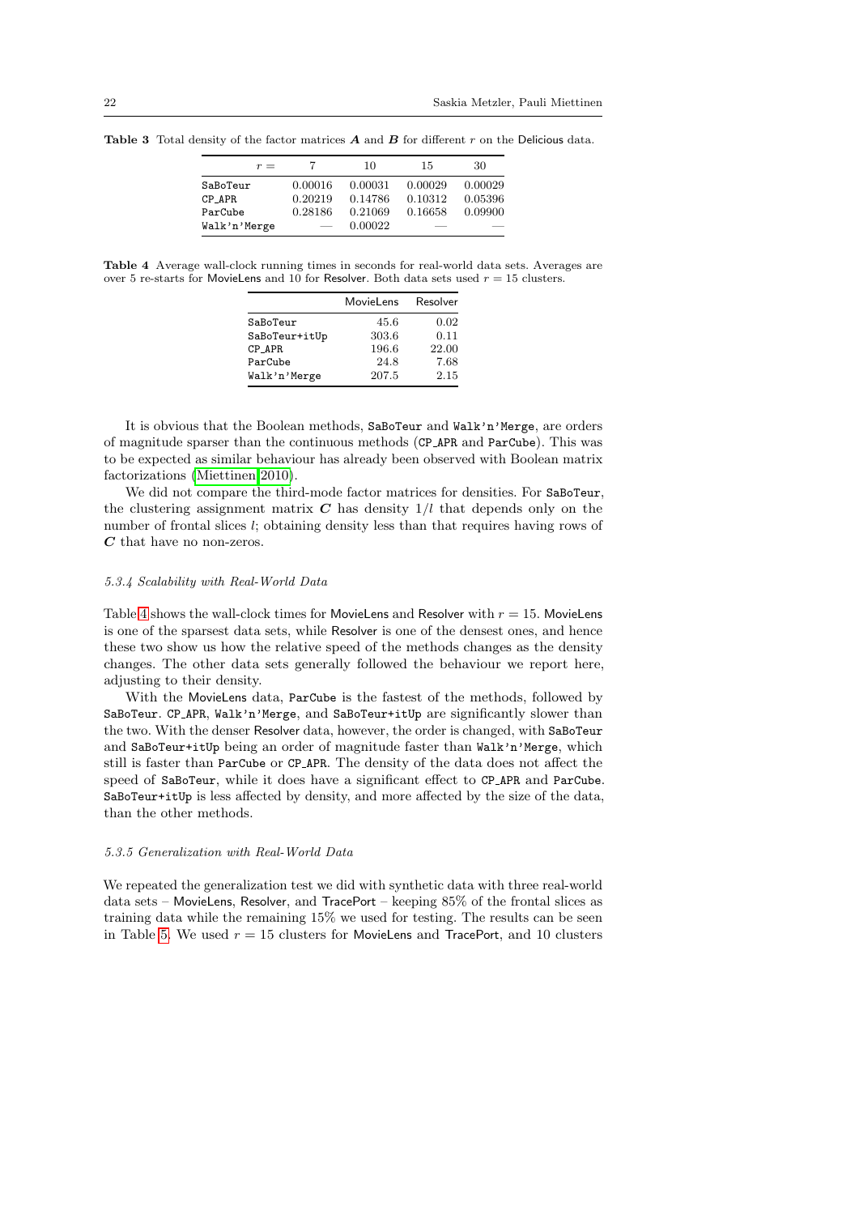**Table 3** Total density of the factor matrices $\boldsymbol{A}$ and $\boldsymbol{B}$ for different $r$ on the Delicious data.

| $r =$ | 7 | 10 | 15 | 30 |
|---|---|---|---|---|
| SaBoTeur | 0.00016 | 0.00031 | 0.00029 | 0.00029 |
| CP_APR | 0.20219 | 0.14786 | 0.10312 | 0.05396 |
| ParCube | 0.28186 | 0.21069 | 0.16658 | 0.09900 |
| Walk'n'Merge | — | 0.00022 | — | — |

**Table 4** Average wall-clock running times in seconds for real-world data sets. Averages are over 5 re-starts for MovieLens and 10 for Resolver. Both data sets used $r = 15$ clusters.

| | MovieLens | Resolver |
|---|---|---|
| SaBoTeur | 45.6 | 0.02 |
| SaBoTeur+itUp | 303.6 | 0.11 |
| CP_APR | 196.6 | 22.00 |
| ParCube | 24.8 | 7.68 |
| Walk'n'Merge | 207.5 | 2.15 |

It is obvious that the Boolean methods, SaBoTeur and Walk'n'Merge, are orders of magnitude sparser than the continuous methods (CP_APR and ParCube). This was to be expected as similar behaviour has already been observed with Boolean matrix factorizations (Miettinen 2010).

We did not compare the third-mode factor matrices for densities. For SaBoTeur, the clustering assignment matrix $\boldsymbol{C}$ has density $1/l$ that depends only on the number of frontal slices $l$; obtaining density less than that requires having rows of $\boldsymbol{C}$ that have no non-zeros.

#### *5.3.4 Scalability with Real-World Data*

Table 4 shows the wall-clock times for MovieLens and Resolver with $r = 15$. MovieLens is one of the sparsest data sets, while Resolver is one of the densest ones, and hence these two show us how the relative speed of the methods changes as the density changes. The other data sets generally followed the behaviour we report here, adjusting to their density.

With the MovieLens data, ParCube is the fastest of the methods, followed by SaBoTeur. CP_APR, Walk'n'Merge, and SaBoTeur+itUp are significantly slower than the two. With the denser Resolver data, however, the order is changed, with SaBoTeur and SaBoTeur+itUp being an order of magnitude faster than Walk'n'Merge, which still is faster than ParCube or CP_APR. The density of the data does not affect the speed of SaBoTeur, while it does have a significant effect to CP_APR and ParCube. SaBoTeur+itUp is less affected by density, and more affected by the size of the data, than the other methods.

#### *5.3.5 Generalization with Real-World Data*

We repeated the generalization test we did with synthetic data with three real-world data sets – MovieLens, Resolver, and TracePort – keeping 85% of the frontal slices as training data while the remaining 15% we used for testing. The results can be seen in Table 5. We used $r = 15$ clusters for MovieLens and TracePort, and 10 clusters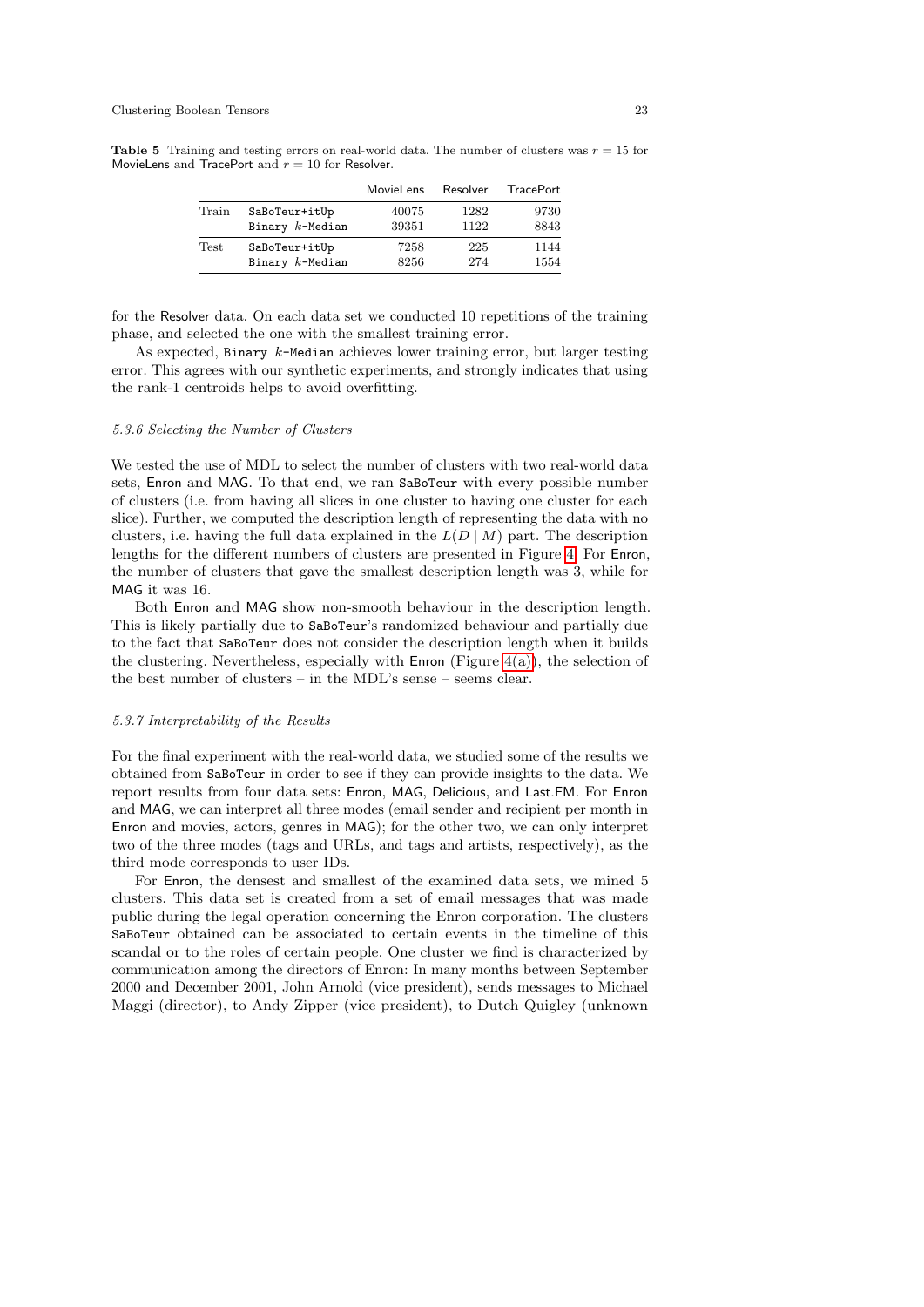**Table 5** Training and testing errors on real-world data. The number of clusters was $r = 15$ for MovieLens and TracePort and $r = 10$ for Resolver.

| | | MovieLens | Resolver | TracePort |
|---|---|---|---|---|
| Train | SaBoTeur+itUp | 40075 | 1282 | 9730 |
| | Binary $k$-Median | 39351 | 1122 | 8843 |
| Test | SaBoTeur+itUp | 7258 | 225 | 1144 |
| | Binary $k$-Median | 8256 | 274 | 1554 |

for the Resolver data. On each data set we conducted 10 repetitions of the training phase, and selected the one with the smallest training error.

As expected, Binary $k$-Median achieves lower training error, but larger testing error. This agrees with our synthetic experiments, and strongly indicates that using the rank-1 centroids helps to avoid overfitting.

#### 5.3.6 Selecting the Number of Clusters

We tested the use of MDL to select the number of clusters with two real-world data sets, Enron and MAG. To that end, we ran SaBoTeur with every possible number of clusters (i.e. from having all slices in one cluster to having one cluster for each slice). Further, we computed the description length of representing the data with no clusters, i.e. having the full data explained in the $L(D \mid M)$ part. The description lengths for the different numbers of clusters are presented in Figure 4. For Enron, the number of clusters that gave the smallest description length was 3, while for MAG it was 16.

Both Enron and MAG show non-smooth behaviour in the description length. This is likely partially due to SaBoTeur's randomized behaviour and partially due to the fact that SaBoTeur does not consider the description length when it builds the clustering. Nevertheless, especially with Enron (Figure 4(a)), the selection of the best number of clusters – in the MDL's sense – seems clear.

#### 5.3.7 Interpretability of the Results

For the final experiment with the real-world data, we studied some of the results we obtained from SaBoTeur in order to see if they can provide insights to the data. We report results from four data sets: Enron, MAG, Delicious, and Last.FM. For Enron and MAG, we can interpret all three modes (email sender and recipient per month in Enron and movies, actors, genres in MAG); for the other two, we can only interpret two of the three modes (tags and URLs, and tags and artists, respectively), as the third mode corresponds to user IDs.

For Enron, the densest and smallest of the examined data sets, we mined 5 clusters. This data set is created from a set of email messages that was made public during the legal operation concerning the Enron corporation. The clusters SaBoTeur obtained can be associated to certain events in the timeline of this scandal or to the roles of certain people. One cluster we find is characterized by communication among the directors of Enron: In many months between September 2000 and December 2001, John Arnold (vice president), sends messages to Michael Maggi (director), to Andy Zipper (vice president), to Dutch Quigley (unknown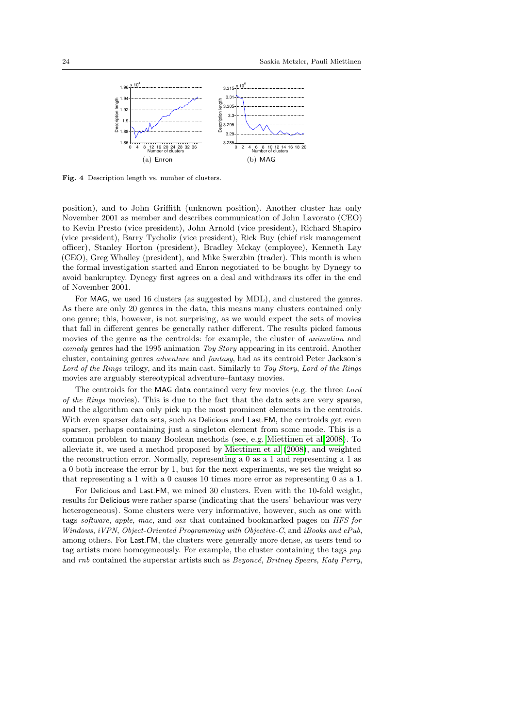Fig. 4 Description length vs. number of clusters.

(a) Enron

(b) MAG

position), and to John Griffith (unknown position). Another cluster has only November 2001 as member and describes communication of John Lavorato (CEO) to Kevin Presto (vice president), John Arnold (vice president), Richard Shapiro (vice president), Barry Tycholiz (vice president), Rick Buy (chief risk management officer), Stanley Horton (president), Bradley Mckay (employee), Kenneth Lay (CEO), Greg Whalley (president), and Mike Swerzbin (trader). This month is when the formal investigation started and Enron negotiated to be bought by Dynegy to avoid bankruptcy. Dynegy first agrees on a deal and withdraws its offer in the end of November 2001.

For MAG, we used 16 clusters (as suggested by MDL), and clustered the genres. As there are only 20 genres in the data, this means many clusters contained only one genre; this, however, is not surprising, as we would expect the sets of movies that fall in different genres be generally rather different. The results picked famous movies of the genre as the centroids: for example, the cluster of *animation* and *comedy* genres had the 1995 animation *Toy Story* appearing in its centroid. Another cluster, containing genres *adventure* and *fantasy*, had as its centroid Peter Jackson's *Lord of the Rings* trilogy, and its main cast. Similarly to *Toy Story*, *Lord of the Rings* movies are arguably stereotypical adventure–fantasy movies.

The centroids for the MAG data contained very few movies (e.g. the three *Lord of the Rings* movies). This is due to the fact that the data sets are very sparse, and the algorithm can only pick up the most prominent elements in the centroids. With even sparser data sets, such as Delicious and Last.FM, the centroids get even sparser, perhaps containing just a singleton element from some mode. This is a common problem to many Boolean methods (see, e.g. Miettinen et al 2008). To alleviate it, we used a method proposed by Miettinen et al (2008), and weighted the reconstruction error. Normally, representing a 0 as a 1 and representing a 1 as a 0 both increase the error by 1, but for the next experiments, we set the weight so that representing a 1 with a 0 causes 10 times more error as representing 0 as a 1.

For Delicious and Last.FM, we mined 30 clusters. Even with the 10-fold weight, results for Delicious were rather sparse (indicating that the users' behaviour was very heterogeneous). Some clusters were very informative, however, such as one with tags *software*, *apple*, *mac*, and *osx* that contained bookmarked pages on *HFS for Windows*, *iVPN*, *Object-Oriented Programming with Objective-C*, and *iBooks and ePub*, among others. For Last.FM, the clusters were generally more dense, as users tend to tag artists more homogeneously. For example, the cluster containing the tags *pop* and *rnb* contained the superstar artists such as *Beyoncé*, *Britney Spears*, *Katy Perry*,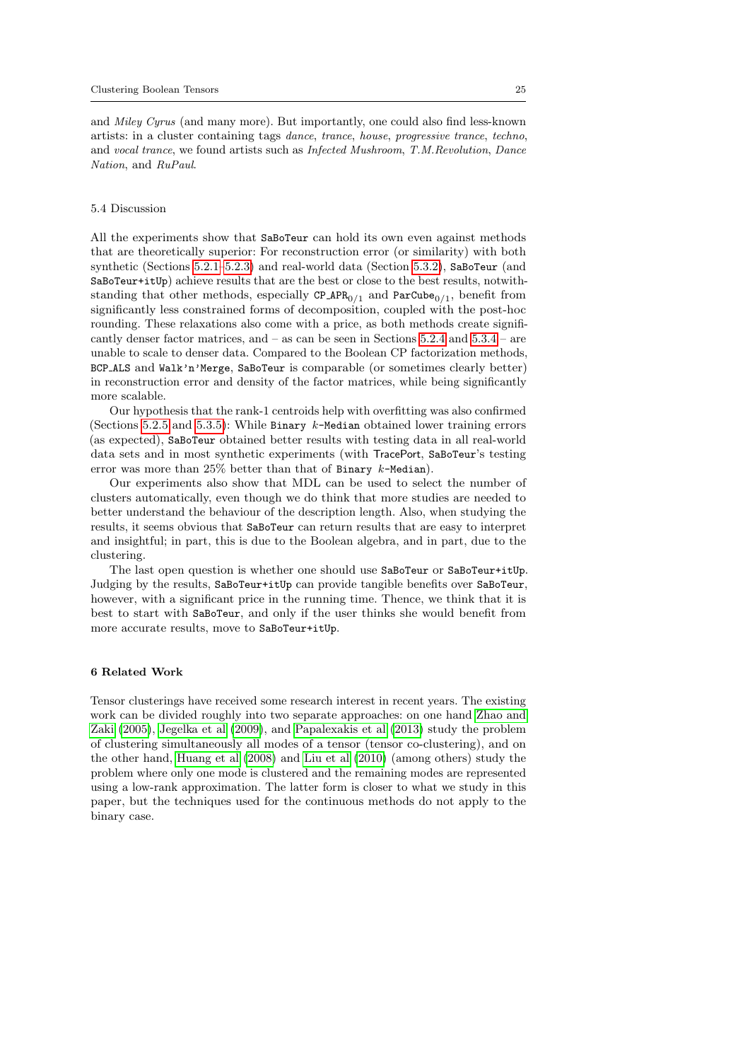and *Miley Cyrus* (and many more). But importantly, one could also find less-known artists: in a cluster containing tags *dance*, *trance*, *house*, *progressive trance*, *techno*, and *vocal trance*, we found artists such as *Infected Mushroom*, *T.M.Revolution*, *Dance Nation*, and *RuPaul*.

### 5.4 Discussion

All the experiments show that `SaBoTeur` can hold its own even against methods that are theoretically superior: For reconstruction error (or similarity) with both synthetic (Sections 5.2.1–5.2.3) and real-world data (Section 5.3.2), `SaBoTeur` (and `SaBoTeur+itUp`) achieve results that are the best or close to the best results, notwithstanding that other methods, especially $\texttt{CP\_APR}_{0/1}$ and $\texttt{ParCube}_{0/1}$, benefit from significantly less constrained forms of decomposition, coupled with the post-hoc rounding. These relaxations also come with a price, as both methods create significantly denser factor matrices, and – as can be seen in Sections 5.2.4 and 5.3.4 – are unable to scale to denser data. Compared to the Boolean CP factorization methods, `BCP_ALS` and `Walk'n'Merge`, `SaBoTeur` is comparable (or sometimes clearly better) in reconstruction error and density of the factor matrices, while being significantly more scalable.

Our hypothesis that the rank-1 centroids help with overfitting was also confirmed (Sections 5.2.5 and 5.3.5): While `Binary` $k$`-Median` obtained lower training errors (as expected), `SaBoTeur` obtained better results with testing data in all real-world data sets and in most synthetic experiments (with TracePort, `SaBoTeur`'s testing error was more than 25% better than that of `Binary` $k$`-Median`).

Our experiments also show that MDL can be used to select the number of clusters automatically, even though we do think that more studies are needed to better understand the behaviour of the description length. Also, when studying the results, it seems obvious that `SaBoTeur` can return results that are easy to interpret and insightful; in part, this is due to the Boolean algebra, and in part, due to the clustering.

The last open question is whether one should use `SaBoTeur` or `SaBoTeur+itUp`. Judging by the results, `SaBoTeur+itUp` can provide tangible benefits over `SaBoTeur`, however, with a significant price in the running time. Thence, we think that it is best to start with `SaBoTeur`, and only if the user thinks she would benefit from more accurate results, move to `SaBoTeur+itUp`.

## 6 Related Work

Tensor clusterings have received some research interest in recent years. The existing work can be divided roughly into two separate approaches: on one hand Zhao and Zaki (2005), Jegelka et al (2009), and Papalexakis et al (2013) study the problem of clustering simultaneously all modes of a tensor (tensor co-clustering), and on the other hand, Huang et al (2008) and Liu et al (2010) (among others) study the problem where only one mode is clustered and the remaining modes are represented using a low-rank approximation. The latter form is closer to what we study in this paper, but the techniques used for the continuous methods do not apply to the binary case.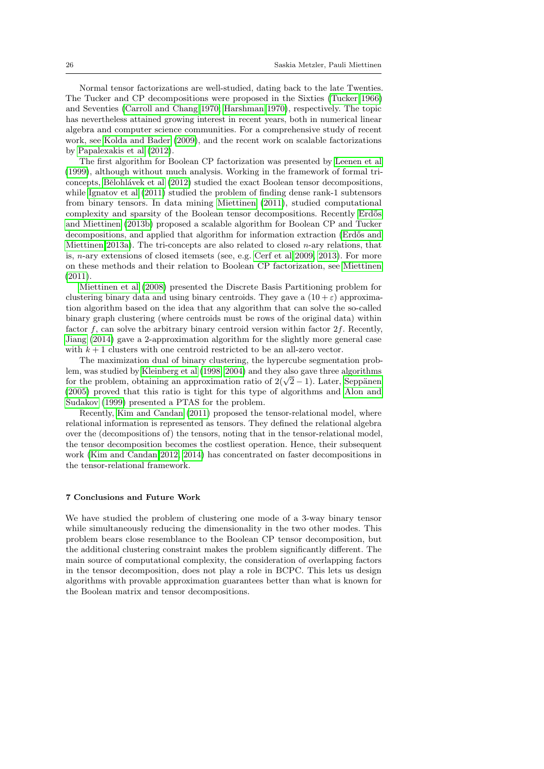Normal tensor factorizations are well-studied, dating back to the late Twenties. The Tucker and CP decompositions were proposed in the Sixties (Tucker 1966) and Seventies (Carroll and Chang 1970; Harshman 1970), respectively. The topic has nevertheless attained growing interest in recent years, both in numerical linear algebra and computer science communities. For a comprehensive study of recent work, see Kolda and Bader (2009), and the recent work on scalable factorizations by Papalexakis et al (2012).

The first algorithm for Boolean CP factorization was presented by Leenen et al (1999), although without much analysis. Working in the framework of formal triconcepts, Bělohlávek et al (2012) studied the exact Boolean tensor decompositions, while Ignatov et al (2011) studied the problem of finding dense rank-1 subtensors from binary tensors. In data mining Miettinen (2011), studied computational complexity and sparsity of the Boolean tensor decompositions. Recently Erdős and Miettinen (2013b) proposed a scalable algorithm for Boolean CP and Tucker decompositions, and applied that algorithm for information extraction (Erdős and Miettinen 2013a). The tri-concepts are also related to closed $n$-ary relations, that is, $n$-ary extensions of closed itemsets (see, e.g. Cerf et al 2009, 2013). For more on these methods and their relation to Boolean CP factorization, see Miettinen (2011).

Miettinen et al (2008) presented the Discrete Basis Partitioning problem for clustering binary data and using binary centroids. They gave a $(10 + \varepsilon)$ approximation algorithm based on the idea that any algorithm that can solve the so-called binary graph clustering (where centroids must be rows of the original data) within factor $f$, can solve the arbitrary binary centroid version within factor $2f$. Recently, Jiang (2014) gave a 2-approximation algorithm for the slightly more general case with $k + 1$ clusters with one centroid restricted to be an all-zero vector.

The maximization dual of binary clustering, the hypercube segmentation problem, was studied by Kleinberg et al (1998, 2004) and they also gave three algorithms for the problem, obtaining an approximation ratio of $2(\sqrt{2} - 1)$. Later, Seppänen (2005) proved that this ratio is tight for this type of algorithms and Alon and Sudakov (1999) presented a PTAS for the problem.

Recently, Kim and Candan (2011) proposed the tensor-relational model, where relational information is represented as tensors. They defined the relational algebra over the (decompositions of) the tensors, noting that in the tensor-relational model, the tensor decomposition becomes the costliest operation. Hence, their subsequent work (Kim and Candan 2012, 2014) has concentrated on faster decompositions in the tensor-relational framework.

## 7 Conclusions and Future Work

We have studied the problem of clustering one mode of a 3-way binary tensor while simultaneously reducing the dimensionality in the two other modes. This problem bears close resemblance to the Boolean CP tensor decomposition, but the additional clustering constraint makes the problem significantly different. The main source of computational complexity, the consideration of overlapping factors in the tensor decomposition, does not play a role in BCPC. This lets us design algorithms with provable approximation guarantees better than what is known for the Boolean matrix and tensor decompositions.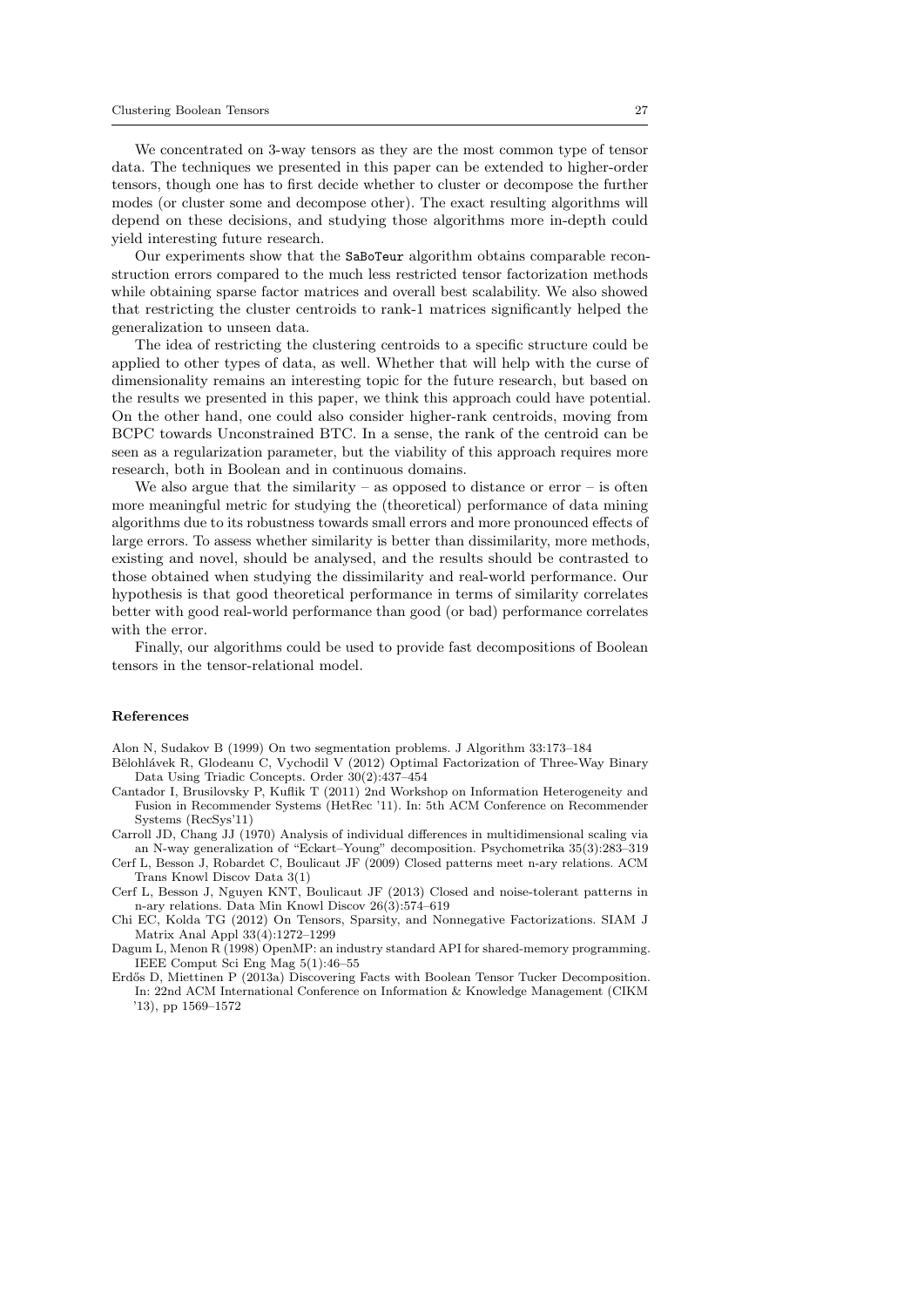We concentrated on 3-way tensors as they are the most common type of tensor data. The techniques we presented in this paper can be extended to higher-order tensors, though one has to first decide whether to cluster or decompose the further modes (or cluster some and decompose other). The exact resulting algorithms will depend on these decisions, and studying those algorithms more in-depth could yield interesting future research.

Our experiments show that the `SaBoTeur` algorithm obtains comparable reconstruction errors compared to the much less restricted tensor factorization methods while obtaining sparse factor matrices and overall best scalability. We also showed that restricting the cluster centroids to rank-1 matrices significantly helped the generalization to unseen data.

The idea of restricting the clustering centroids to a specific structure could be applied to other types of data, as well. Whether that will help with the curse of dimensionality remains an interesting topic for the future research, but based on the results we presented in this paper, we think this approach could have potential. On the other hand, one could also consider higher-rank centroids, moving from BCPC towards Unconstrained BTC. In a sense, the rank of the centroid can be seen as a regularization parameter, but the viability of this approach requires more research, both in Boolean and in continuous domains.

We also argue that the similarity – as opposed to distance or error – is often more meaningful metric for studying the (theoretical) performance of data mining algorithms due to its robustness towards small errors and more pronounced effects of large errors. To assess whether similarity is better than dissimilarity, more methods, existing and novel, should be analysed, and the results should be contrasted to those obtained when studying the dissimilarity and real-world performance. Our hypothesis is that good theoretical performance in terms of similarity correlates better with good real-world performance than good (or bad) performance correlates with the error.

Finally, our algorithms could be used to provide fast decompositions of Boolean tensors in the tensor-relational model.

## References

Alon N, Sudakov B (1999) On two segmentation problems. J Algorithm 33:173–184

Bělohlávek R, Glodeanu C, Vychodil V (2012) Optimal Factorization of Three-Way Binary Data Using Triadic Concepts. Order 30(2):437–454

Cantador I, Brusilovsky P, Kuflik T (2011) 2nd Workshop on Information Heterogeneity and Fusion in Recommender Systems (HetRec '11). In: 5th ACM Conference on Recommender Systems (RecSys'11)

Carroll JD, Chang JJ (1970) Analysis of individual differences in multidimensional scaling via an N-way generalization of "Eckart–Young" decomposition. Psychometrika 35(3):283–319

Cerf L, Besson J, Robardet C, Boulicaut JF (2009) Closed patterns meet n-ary relations. ACM Trans Knowl Discov Data 3(1)

Cerf L, Besson J, Nguyen KNT, Boulicaut JF (2013) Closed and noise-tolerant patterns in n-ary relations. Data Min Knowl Discov 26(3):574–619

Chi EC, Kolda TG (2012) On Tensors, Sparsity, and Nonnegative Factorizations. SIAM J Matrix Anal Appl 33(4):1272–1299

Dagum L, Menon R (1998) OpenMP: an industry standard API for shared-memory programming. IEEE Comput Sci Eng Mag 5(1):46–55

Erdős D, Miettinen P (2013a) Discovering Facts with Boolean Tensor Tucker Decomposition. In: 22nd ACM International Conference on Information & Knowledge Management (CIKM '13), pp 1569–1572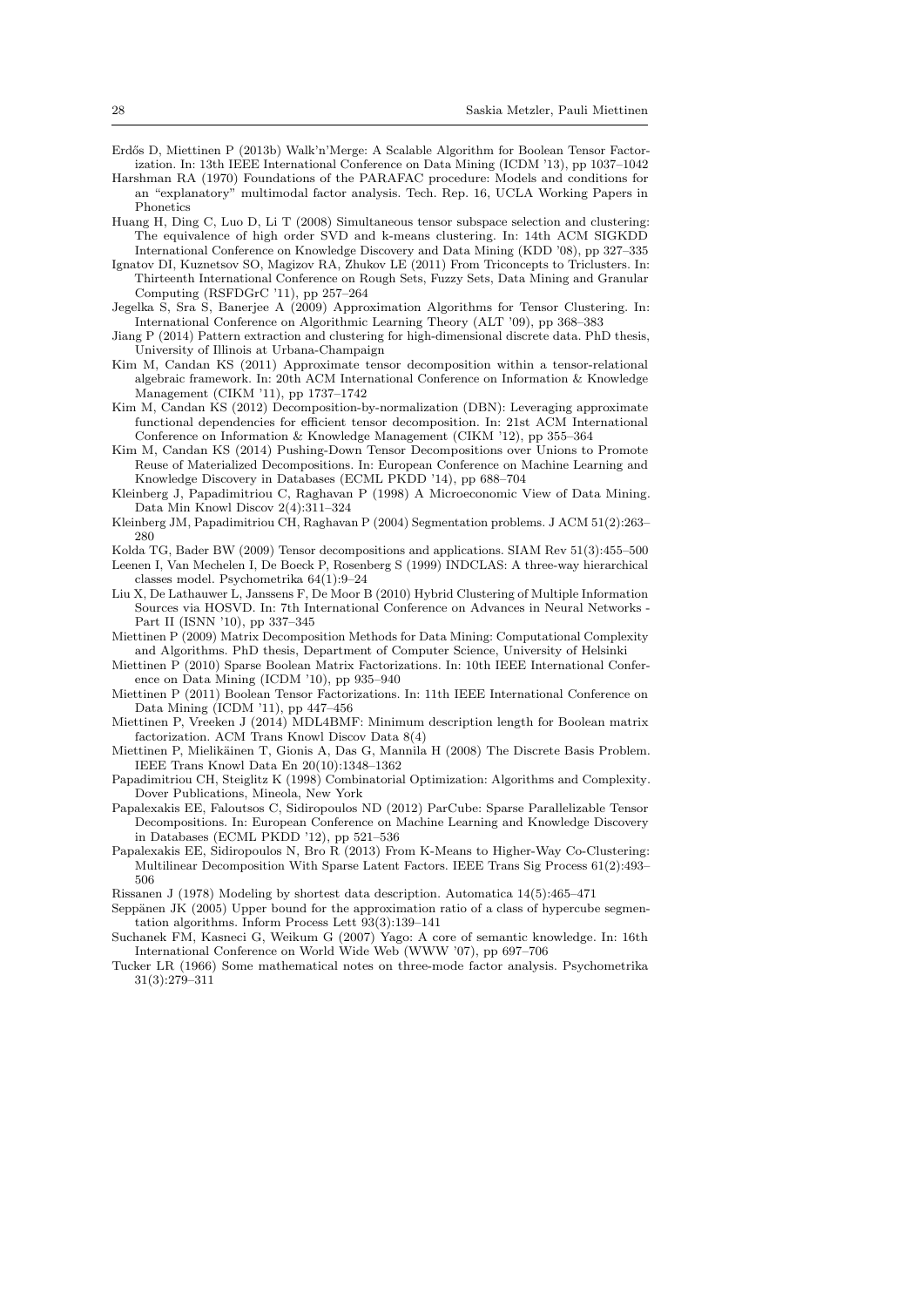Erdős D, Miettinen P (2013b) Walk'n'Merge: A Scalable Algorithm for Boolean Tensor Factorization. In: 13th IEEE International Conference on Data Mining (ICDM '13), pp 1037–1042

Harshman RA (1970) Foundations of the PARAFAC procedure: Models and conditions for an "explanatory" multimodal factor analysis. Tech. Rep. 16, UCLA Working Papers in Phonetics

Huang H, Ding C, Luo D, Li T (2008) Simultaneous tensor subspace selection and clustering: The equivalence of high order SVD and k-means clustering. In: 14th ACM SIGKDD International Conference on Knowledge Discovery and Data Mining (KDD '08), pp 327–335

Ignatov DI, Kuznetsov SO, Magizov RA, Zhukov LE (2011) From Triconcepts to Triclusters. In: Thirteenth International Conference on Rough Sets, Fuzzy Sets, Data Mining and Granular Computing (RSFDGrC '11), pp 257–264

Jegelka S, Sra S, Banerjee A (2009) Approximation Algorithms for Tensor Clustering. In: International Conference on Algorithmic Learning Theory (ALT '09), pp 368–383

Jiang P (2014) Pattern extraction and clustering for high-dimensional discrete data. PhD thesis, University of Illinois at Urbana-Champaign

Kim M, Candan KS (2011) Approximate tensor decomposition within a tensor-relational algebraic framework. In: 20th ACM International Conference on Information & Knowledge Management (CIKM '11), pp 1737–1742

Kim M, Candan KS (2012) Decomposition-by-normalization (DBN): Leveraging approximate functional dependencies for efficient tensor decomposition. In: 21st ACM International Conference on Information & Knowledge Management (CIKM '12), pp 355–364

Kim M, Candan KS (2014) Pushing-Down Tensor Decompositions over Unions to Promote Reuse of Materialized Decompositions. In: European Conference on Machine Learning and Knowledge Discovery in Databases (ECML PKDD '14), pp 688–704

Kleinberg J, Papadimitriou C, Raghavan P (1998) A Microeconomic View of Data Mining. Data Min Knowl Discov 2(4):311–324

Kleinberg JM, Papadimitriou CH, Raghavan P (2004) Segmentation problems. J ACM 51(2):263–280

Kolda TG, Bader BW (2009) Tensor decompositions and applications. SIAM Rev 51(3):455–500

Leenen I, Van Mechelen I, De Boeck P, Rosenberg S (1999) INDCLAS: A three-way hierarchical classes model. Psychometrika 64(1):9–24

Liu X, De Lathauwer L, Janssens F, De Moor B (2010) Hybrid Clustering of Multiple Information Sources via HOSVD. In: 7th International Conference on Advances in Neural Networks - Part II (ISNN '10), pp 337–345

Miettinen P (2009) Matrix Decomposition Methods for Data Mining: Computational Complexity and Algorithms. PhD thesis, Department of Computer Science, University of Helsinki

Miettinen P (2010) Sparse Boolean Matrix Factorizations. In: 10th IEEE International Conference on Data Mining (ICDM '10), pp 935–940

Miettinen P (2011) Boolean Tensor Factorizations. In: 11th IEEE International Conference on Data Mining (ICDM '11), pp 447–456

Miettinen P, Vreeken J (2014) MDL4BMF: Minimum description length for Boolean matrix factorization. ACM Trans Knowl Discov Data 8(4)

Miettinen P, Mielikäinen T, Gionis A, Das G, Mannila H (2008) The Discrete Basis Problem. IEEE Trans Knowl Data En 20(10):1348–1362

Papadimitriou CH, Steiglitz K (1998) Combinatorial Optimization: Algorithms and Complexity. Dover Publications, Mineola, New York

Papalexakis EE, Faloutsos C, Sidiropoulos ND (2012) ParCube: Sparse Parallelizable Tensor Decompositions. In: European Conference on Machine Learning and Knowledge Discovery in Databases (ECML PKDD '12), pp 521–536

Papalexakis EE, Sidiropoulos N, Bro R (2013) From K-Means to Higher-Way Co-Clustering: Multilinear Decomposition With Sparse Latent Factors. IEEE Trans Sig Process 61(2):493–506

Rissanen J (1978) Modeling by shortest data description. Automatica 14(5):465–471

Seppänen JK (2005) Upper bound for the approximation ratio of a class of hypercube segmentation algorithms. Inform Process Lett 93(3):139–141

Suchanek FM, Kasneci G, Weikum G (2007) Yago: A core of semantic knowledge. In: 16th International Conference on World Wide Web (WWW '07), pp 697–706

Tucker LR (1966) Some mathematical notes on three-mode factor analysis. Psychometrika 31(3):279–311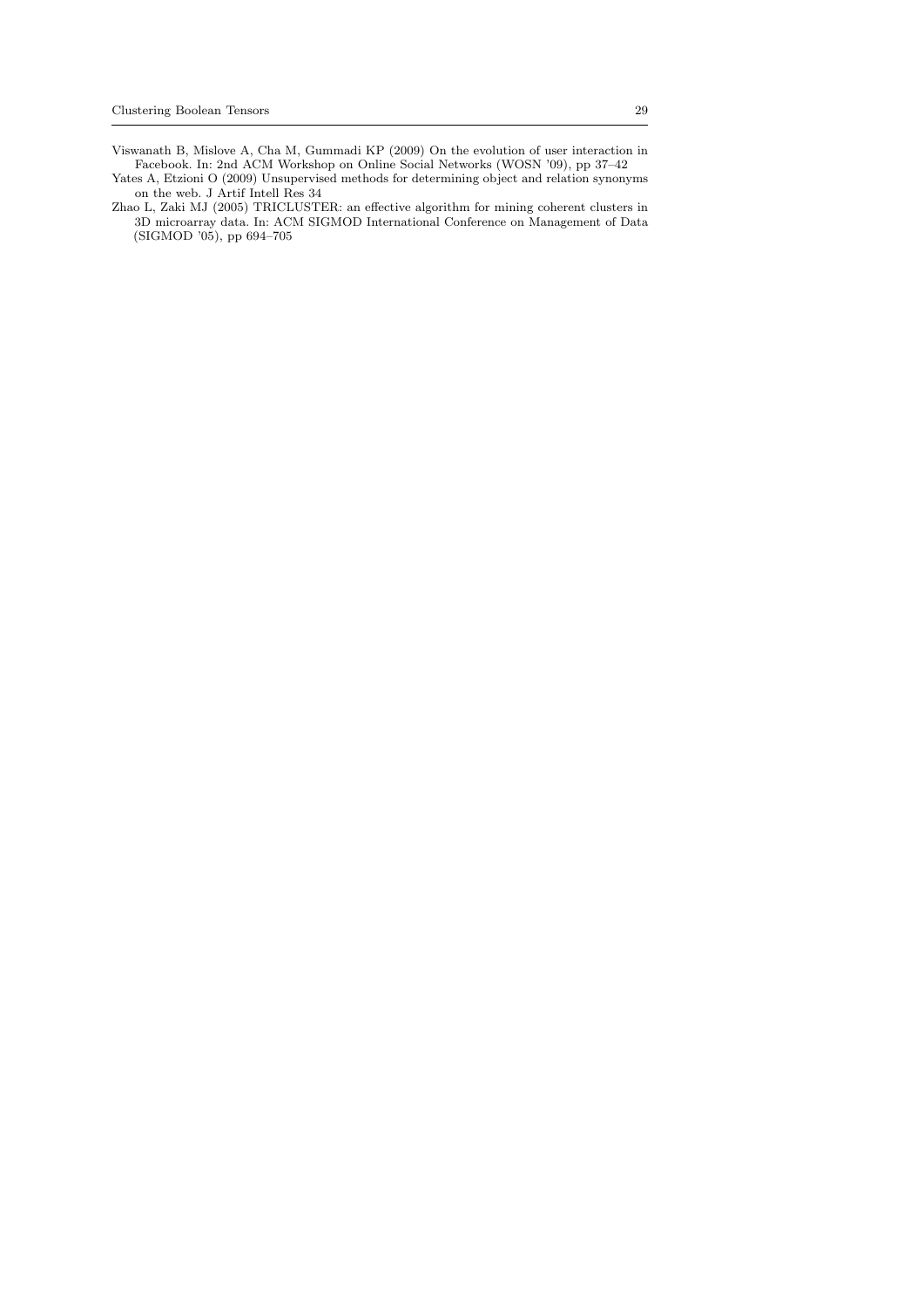Viswanath B, Mislove A, Cha M, Gummadi KP (2009) On the evolution of user interaction in Facebook. In: 2nd ACM Workshop on Online Social Networks (WOSN '09), pp 37–42

Yates A, Etzioni O (2009) Unsupervised methods for determining object and relation synonyms on the web. J Artif Intell Res 34

Zhao L, Zaki MJ (2005) TRICLUSTER: an effective algorithm for mining coherent clusters in 3D microarray data. In: ACM SIGMOD International Conference on Management of Data (SIGMOD '05), pp 694–705